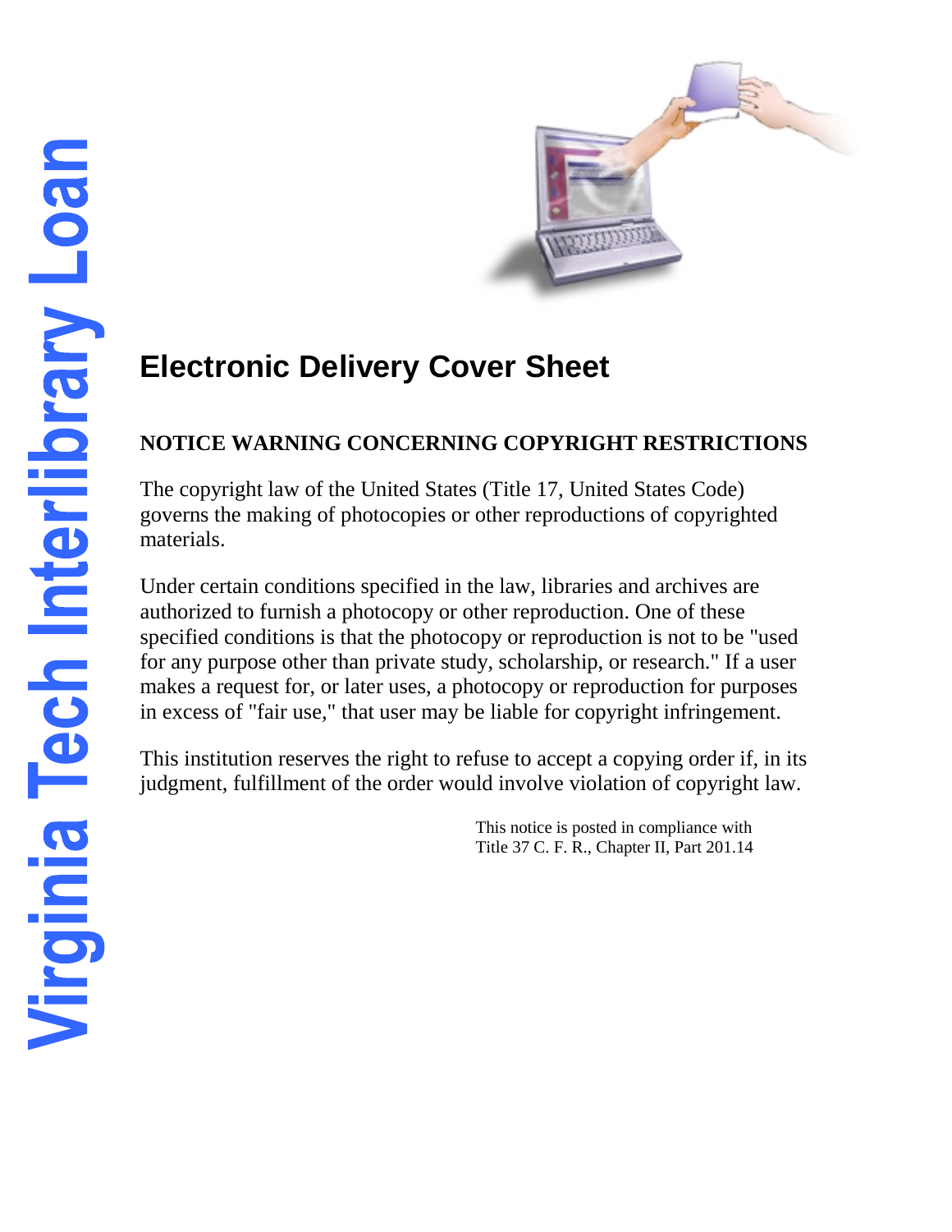Virginia Tech Interlibrary Loan

# Electronic Delivery Cover Sheet

**NOTICE WARNING CONCERNING COPYRIGHT RESTRICTIONS**

The copyright law of the United States (Title 17, United States Code) governs the making of photocopies or other reproductions of copyrighted materials.

Under certain conditions specified in the law, libraries and archives are authorized to furnish a photocopy or other reproduction. One of these specified conditions is that the photocopy or reproduction is not to be "used for any purpose other than private study, scholarship, or research." If a user makes a request for, or later uses, a photocopy or reproduction for purposes in excess of "fair use," that user may be liable for copyright infringement.

This institution reserves the right to refuse to accept a copying order if, in its judgment, fulfillment of the order would involve violation of copyright law.

This notice is posted in compliance with
Title 37 C. F. R., Chapter II, Part 201.14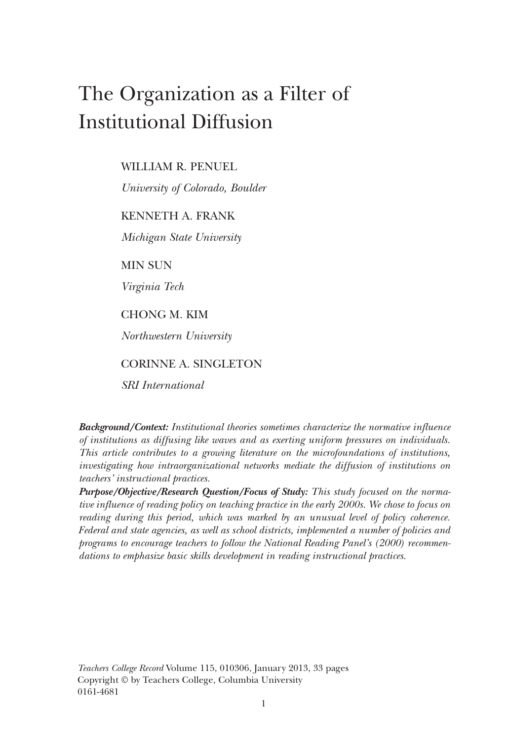# The Organization as a Filter of Institutional Diffusion

WILLIAM R. PENUEL

*University of Colorado, Boulder*

KENNETH A. FRANK

*Michigan State University*

MIN SUN

*Virginia Tech*

CHONG M. KIM

*Northwestern University*

CORINNE A. SINGLETON

*SRI International*

***Background/Context:*** *Institutional theories sometimes characterize the normative influence of institutions as diffusing like waves and as exerting uniform pressures on individuals. This article contributes to a growing literature on the microfoundations of institutions, investigating how intraorganizational networks mediate the diffusion of institutions on teachers' instructional practices.*

***Purpose/Objective/Research Question/Focus of Study:*** *This study focused on the normative influence of reading policy on teaching practice in the early 2000s. We chose to focus on reading during this period, which was marked by an unusual level of policy coherence. Federal and state agencies, as well as school districts, implemented a number of policies and programs to encourage teachers to follow the National Reading Panel's (2000) recommendations to emphasize basic skills development in reading instructional practices.*

*Teachers College Record* Volume 115, 010306, January 2013, 33 pages
Copyright © by Teachers College, Columbia University
0161-4681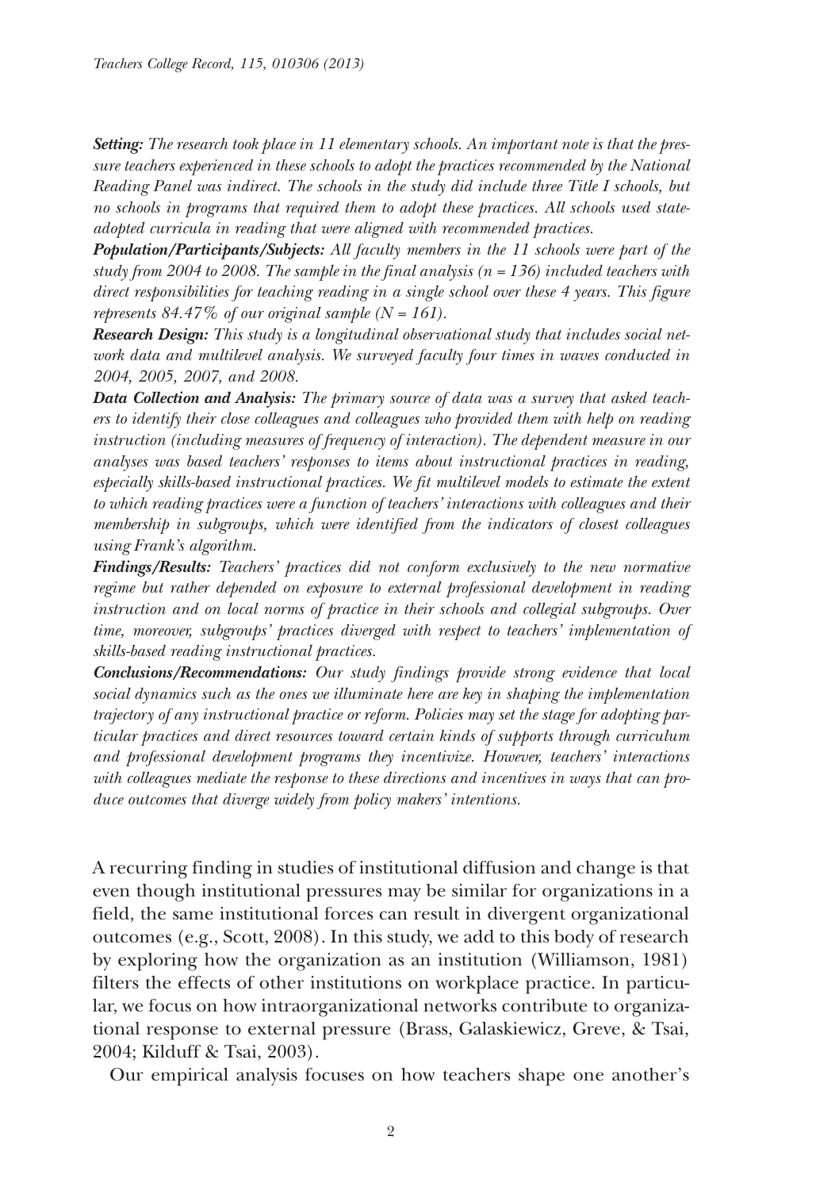***Setting:*** *The research took place in 11 elementary schools. An important note is that the pressure teachers experienced in these schools to adopt the practices recommended by the National Reading Panel was indirect. The schools in the study did include three Title I schools, but no schools in programs that required them to adopt these practices. All schools used state-adopted curricula in reading that were aligned with recommended practices.*

***Population/Participants/Subjects:*** *All faculty members in the 11 schools were part of the study from 2004 to 2008. The sample in the final analysis (n = 136) included teachers with direct responsibilities for teaching reading in a single school over these 4 years. This figure represents 84.47% of our original sample (N = 161).*

***Research Design:*** *This study is a longitudinal observational study that includes social network data and multilevel analysis. We surveyed faculty four times in waves conducted in 2004, 2005, 2007, and 2008.*

***Data Collection and Analysis:*** *The primary source of data was a survey that asked teachers to identify their close colleagues and colleagues who provided them with help on reading instruction (including measures of frequency of interaction). The dependent measure in our analyses was based teachers' responses to items about instructional practices in reading, especially skills-based instructional practices. We fit multilevel models to estimate the extent to which reading practices were a function of teachers' interactions with colleagues and their membership in subgroups, which were identified from the indicators of closest colleagues using Frank's algorithm.*

***Findings/Results:*** *Teachers' practices did not conform exclusively to the new normative regime but rather depended on exposure to external professional development in reading instruction and on local norms of practice in their schools and collegial subgroups. Over time, moreover, subgroups' practices diverged with respect to teachers' implementation of skills-based reading instructional practices.*

***Conclusions/Recommendations:*** *Our study findings provide strong evidence that local social dynamics such as the ones we illuminate here are key in shaping the implementation trajectory of any instructional practice or reform. Policies may set the stage for adopting particular practices and direct resources toward certain kinds of supports through curriculum and professional development programs they incentivize. However, teachers' interactions with colleagues mediate the response to these directions and incentives in ways that can produce outcomes that diverge widely from policy makers' intentions.*

A recurring finding in studies of institutional diffusion and change is that even though institutional pressures may be similar for organizations in a field, the same institutional forces can result in divergent organizational outcomes (e.g., Scott, 2008). In this study, we add to this body of research by exploring how the organization as an institution (Williamson, 1981) filters the effects of other institutions on workplace practice. In particular, we focus on how intraorganizational networks contribute to organizational response to external pressure (Brass, Galaskiewicz, Greve, & Tsai, 2004; Kilduff & Tsai, 2003).

Our empirical analysis focuses on how teachers shape one another's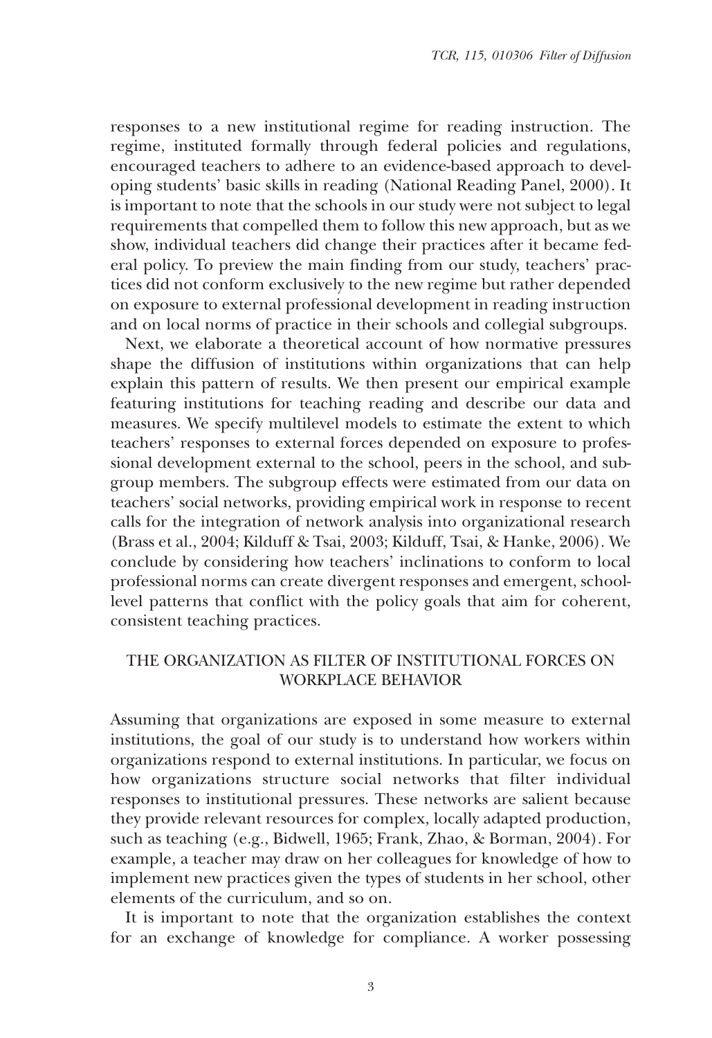responses to a new institutional regime for reading instruction. The regime, instituted formally through federal policies and regulations, encouraged teachers to adhere to an evidence-based approach to developing students' basic skills in reading (National Reading Panel, 2000). It is important to note that the schools in our study were not subject to legal requirements that compelled them to follow this new approach, but as we show, individual teachers did change their practices after it became federal policy. To preview the main finding from our study, teachers' practices did not conform exclusively to the new regime but rather depended on exposure to external professional development in reading instruction and on local norms of practice in their schools and collegial subgroups.

Next, we elaborate a theoretical account of how normative pressures shape the diffusion of institutions within organizations that can help explain this pattern of results. We then present our empirical example featuring institutions for teaching reading and describe our data and measures. We specify multilevel models to estimate the extent to which teachers' responses to external forces depended on exposure to professional development external to the school, peers in the school, and subgroup members. The subgroup effects were estimated from our data on teachers' social networks, providing empirical work in response to recent calls for the integration of network analysis into organizational research (Brass et al., 2004; Kilduff & Tsai, 2003; Kilduff, Tsai, & Hanke, 2006). We conclude by considering how teachers' inclinations to conform to local professional norms can create divergent responses and emergent, school-level patterns that conflict with the policy goals that aim for coherent, consistent teaching practices.

## THE ORGANIZATION AS FILTER OF INSTITUTIONAL FORCES ON WORKPLACE BEHAVIOR

Assuming that organizations are exposed in some measure to external institutions, the goal of our study is to understand how workers within organizations respond to external institutions. In particular, we focus on how organizations structure social networks that filter individual responses to institutional pressures. These networks are salient because they provide relevant resources for complex, locally adapted production, such as teaching (e.g., Bidwell, 1965; Frank, Zhao, & Borman, 2004). For example, a teacher may draw on her colleagues for knowledge of how to implement new practices given the types of students in her school, other elements of the curriculum, and so on.

It is important to note that the organization establishes the context for an exchange of knowledge for compliance. A worker possessing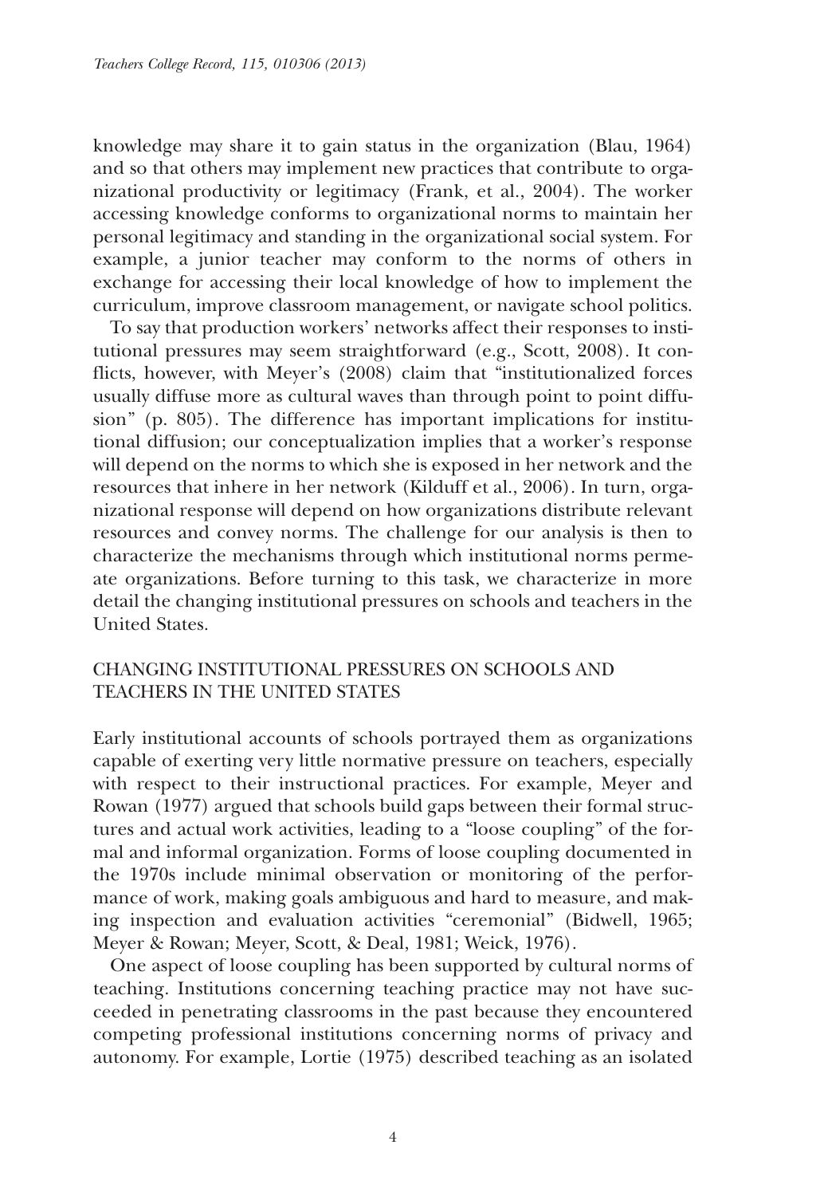knowledge may share it to gain status in the organization (Blau, 1964) and so that others may implement new practices that contribute to organizational productivity or legitimacy (Frank, et al., 2004). The worker accessing knowledge conforms to organizational norms to maintain her personal legitimacy and standing in the organizational social system. For example, a junior teacher may conform to the norms of others in exchange for accessing their local knowledge of how to implement the curriculum, improve classroom management, or navigate school politics.

To say that production workers' networks affect their responses to institutional pressures may seem straightforward (e.g., Scott, 2008). It conflicts, however, with Meyer's (2008) claim that "institutionalized forces usually diffuse more as cultural waves than through point to point diffusion" (p. 805). The difference has important implications for institutional diffusion; our conceptualization implies that a worker's response will depend on the norms to which she is exposed in her network and the resources that inhere in her network (Kilduff et al., 2006). In turn, organizational response will depend on how organizations distribute relevant resources and convey norms. The challenge for our analysis is then to characterize the mechanisms through which institutional norms permeate organizations. Before turning to this task, we characterize in more detail the changing institutional pressures on schools and teachers in the United States.

## CHANGING INSTITUTIONAL PRESSURES ON SCHOOLS AND TEACHERS IN THE UNITED STATES

Early institutional accounts of schools portrayed them as organizations capable of exerting very little normative pressure on teachers, especially with respect to their instructional practices. For example, Meyer and Rowan (1977) argued that schools build gaps between their formal structures and actual work activities, leading to a "loose coupling" of the formal and informal organization. Forms of loose coupling documented in the 1970s include minimal observation or monitoring of the performance of work, making goals ambiguous and hard to measure, and making inspection and evaluation activities "ceremonial" (Bidwell, 1965; Meyer & Rowan; Meyer, Scott, & Deal, 1981; Weick, 1976).

One aspect of loose coupling has been supported by cultural norms of teaching. Institutions concerning teaching practice may not have succeeded in penetrating classrooms in the past because they encountered competing professional institutions concerning norms of privacy and autonomy. For example, Lortie (1975) described teaching as an isolated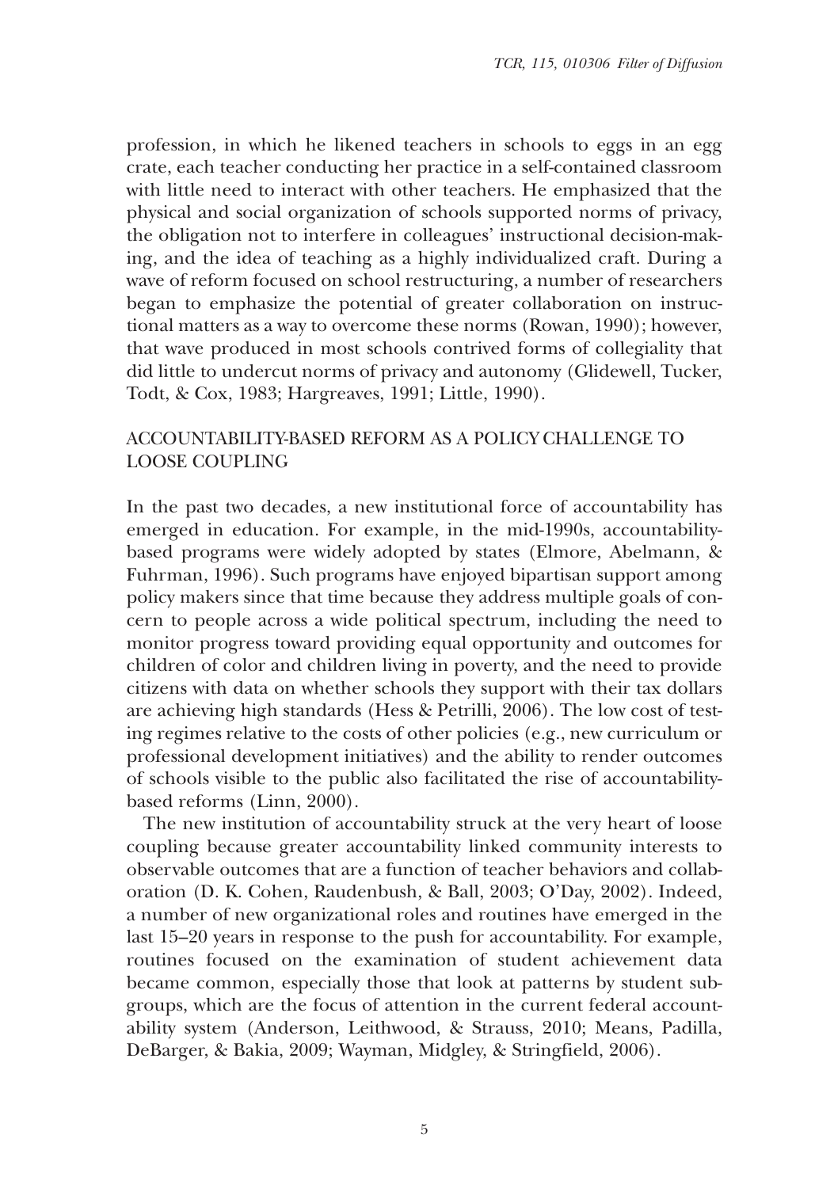profession, in which he likened teachers in schools to eggs in an egg crate, each teacher conducting her practice in a self-contained classroom with little need to interact with other teachers. He emphasized that the physical and social organization of schools supported norms of privacy, the obligation not to interfere in colleagues' instructional decision-making, and the idea of teaching as a highly individualized craft. During a wave of reform focused on school restructuring, a number of researchers began to emphasize the potential of greater collaboration on instructional matters as a way to overcome these norms (Rowan, 1990); however, that wave produced in most schools contrived forms of collegiality that did little to undercut norms of privacy and autonomy (Glidewell, Tucker, Todt, & Cox, 1983; Hargreaves, 1991; Little, 1990).

## ACCOUNTABILITY-BASED REFORM AS A POLICY CHALLENGE TO LOOSE COUPLING

In the past two decades, a new institutional force of accountability has emerged in education. For example, in the mid-1990s, accountability-based programs were widely adopted by states (Elmore, Abelmann, & Fuhrman, 1996). Such programs have enjoyed bipartisan support among policy makers since that time because they address multiple goals of concern to people across a wide political spectrum, including the need to monitor progress toward providing equal opportunity and outcomes for children of color and children living in poverty, and the need to provide citizens with data on whether schools they support with their tax dollars are achieving high standards (Hess & Petrilli, 2006). The low cost of testing regimes relative to the costs of other policies (e.g., new curriculum or professional development initiatives) and the ability to render outcomes of schools visible to the public also facilitated the rise of accountability-based reforms (Linn, 2000).

The new institution of accountability struck at the very heart of loose coupling because greater accountability linked community interests to observable outcomes that are a function of teacher behaviors and collaboration (D. K. Cohen, Raudenbush, & Ball, 2003; O'Day, 2002). Indeed, a number of new organizational roles and routines have emerged in the last 15–20 years in response to the push for accountability. For example, routines focused on the examination of student achievement data became common, especially those that look at patterns by student subgroups, which are the focus of attention in the current federal accountability system (Anderson, Leithwood, & Strauss, 2010; Means, Padilla, DeBarger, & Bakia, 2009; Wayman, Midgley, & Stringfield, 2006).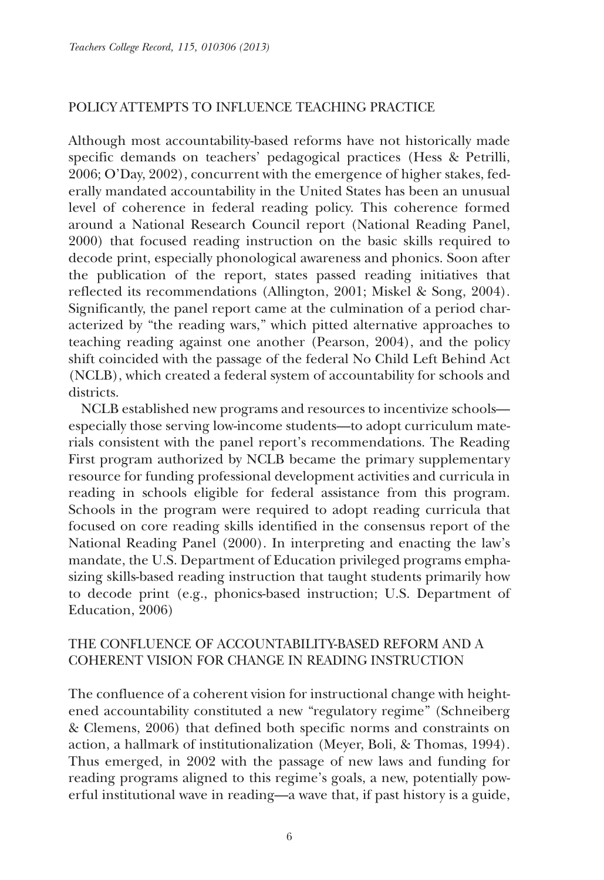## POLICY ATTEMPTS TO INFLUENCE TEACHING PRACTICE

Although most accountability-based reforms have not historically made specific demands on teachers' pedagogical practices (Hess & Petrilli, 2006; O'Day, 2002), concurrent with the emergence of higher stakes, federally mandated accountability in the United States has been an unusual level of coherence in federal reading policy. This coherence formed around a National Research Council report (National Reading Panel, 2000) that focused reading instruction on the basic skills required to decode print, especially phonological awareness and phonics. Soon after the publication of the report, states passed reading initiatives that reflected its recommendations (Allington, 2001; Miskel & Song, 2004). Significantly, the panel report came at the culmination of a period characterized by "the reading wars," which pitted alternative approaches to teaching reading against one another (Pearson, 2004), and the policy shift coincided with the passage of the federal No Child Left Behind Act (NCLB), which created a federal system of accountability for schools and districts.

NCLB established new programs and resources to incentivize schools—especially those serving low-income students—to adopt curriculum materials consistent with the panel report's recommendations. The Reading First program authorized by NCLB became the primary supplementary resource for funding professional development activities and curricula in reading in schools eligible for federal assistance from this program. Schools in the program were required to adopt reading curricula that focused on core reading skills identified in the consensus report of the National Reading Panel (2000). In interpreting and enacting the law's mandate, the U.S. Department of Education privileged programs emphasizing skills-based reading instruction that taught students primarily how to decode print (e.g., phonics-based instruction; U.S. Department of Education, 2006)

## THE CONFLUENCE OF ACCOUNTABILITY-BASED REFORM AND A COHERENT VISION FOR CHANGE IN READING INSTRUCTION

The confluence of a coherent vision for instructional change with heightened accountability constituted a new "regulatory regime" (Schneiberg & Clemens, 2006) that defined both specific norms and constraints on action, a hallmark of institutionalization (Meyer, Boli, & Thomas, 1994). Thus emerged, in 2002 with the passage of new laws and funding for reading programs aligned to this regime's goals, a new, potentially powerful institutional wave in reading—a wave that, if past history is a guide,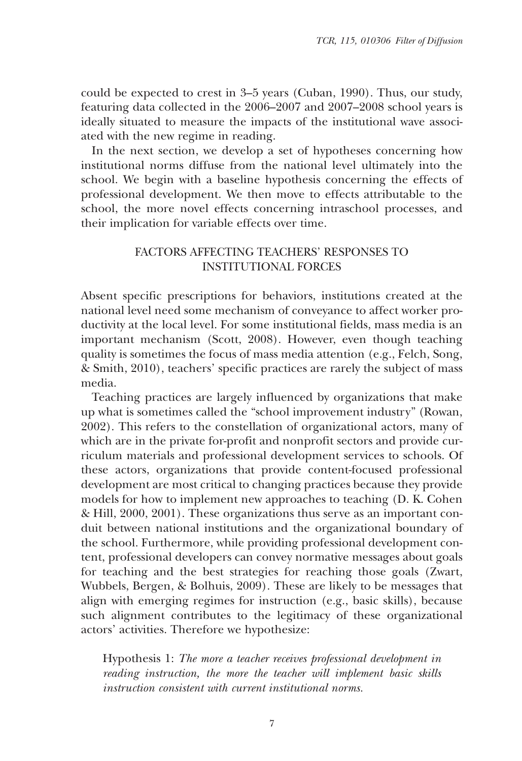could be expected to crest in 3–5 years (Cuban, 1990). Thus, our study, featuring data collected in the 2006–2007 and 2007–2008 school years is ideally situated to measure the impacts of the institutional wave associated with the new regime in reading.

In the next section, we develop a set of hypotheses concerning how institutional norms diffuse from the national level ultimately into the school. We begin with a baseline hypothesis concerning the effects of professional development. We then move to effects attributable to the school, the more novel effects concerning intraschool processes, and their implication for variable effects over time.

## FACTORS AFFECTING TEACHERS' RESPONSES TO INSTITUTIONAL FORCES

Absent specific prescriptions for behaviors, institutions created at the national level need some mechanism of conveyance to affect worker productivity at the local level. For some institutional fields, mass media is an important mechanism (Scott, 2008). However, even though teaching quality is sometimes the focus of mass media attention (e.g., Felch, Song, & Smith, 2010), teachers' specific practices are rarely the subject of mass media.

Teaching practices are largely influenced by organizations that make up what is sometimes called the "school improvement industry" (Rowan, 2002). This refers to the constellation of organizational actors, many of which are in the private for-profit and nonprofit sectors and provide curriculum materials and professional development services to schools. Of these actors, organizations that provide content-focused professional development are most critical to changing practices because they provide models for how to implement new approaches to teaching (D. K. Cohen & Hill, 2000, 2001). These organizations thus serve as an important conduit between national institutions and the organizational boundary of the school. Furthermore, while providing professional development content, professional developers can convey normative messages about goals for teaching and the best strategies for reaching those goals (Zwart, Wubbels, Bergen, & Bolhuis, 2009). These are likely to be messages that align with emerging regimes for instruction (e.g., basic skills), because such alignment contributes to the legitimacy of these organizational actors' activities. Therefore we hypothesize:

> Hypothesis 1: *The more a teacher receives professional development in reading instruction, the more the teacher will implement basic skills instruction consistent with current institutional norms.*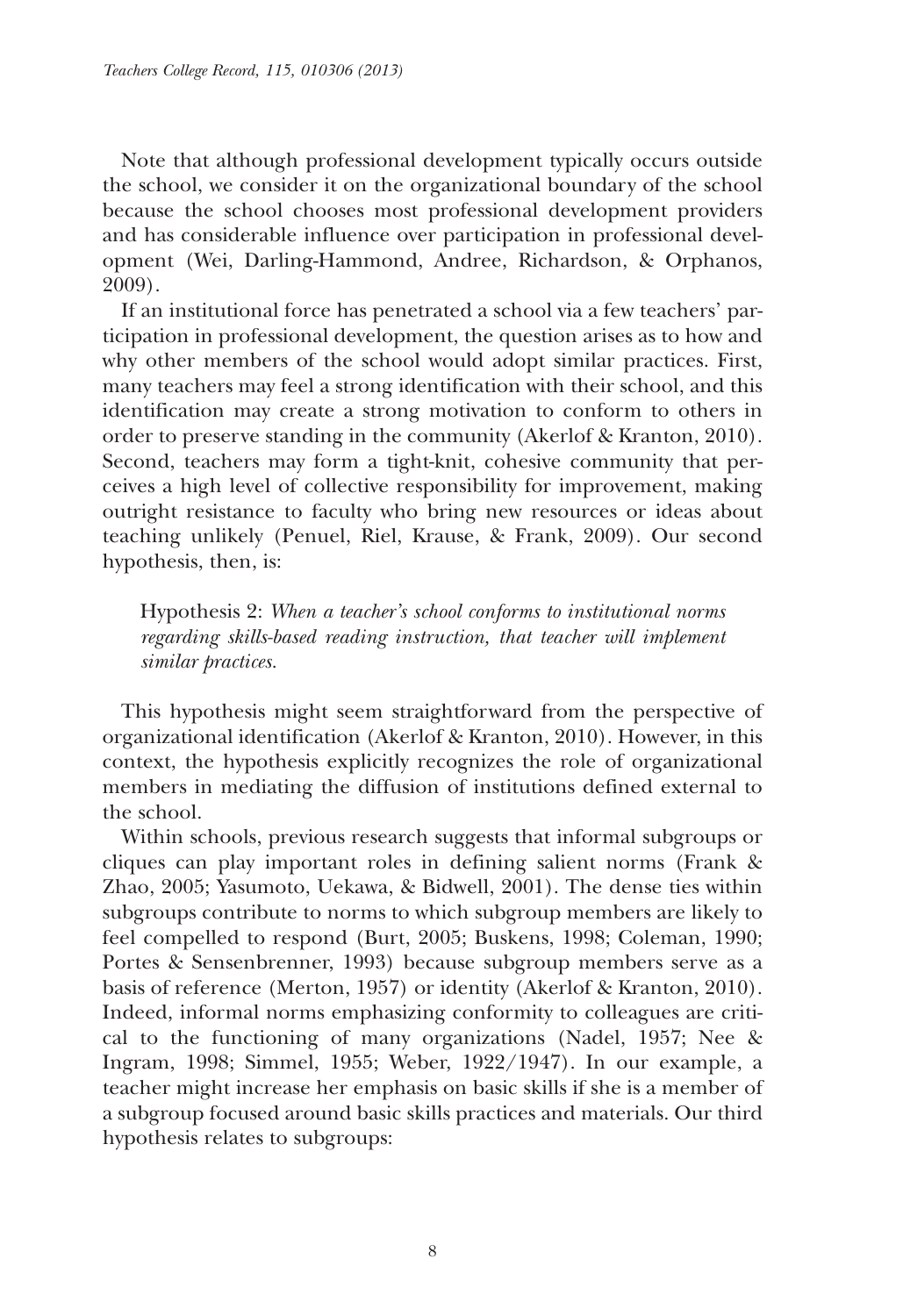Note that although professional development typically occurs outside the school, we consider it on the organizational boundary of the school because the school chooses most professional development providers and has considerable influence over participation in professional development (Wei, Darling-Hammond, Andree, Richardson, & Orphanos, 2009).

If an institutional force has penetrated a school via a few teachers' participation in professional development, the question arises as to how and why other members of the school would adopt similar practices. First, many teachers may feel a strong identification with their school, and this identification may create a strong motivation to conform to others in order to preserve standing in the community (Akerlof & Kranton, 2010). Second, teachers may form a tight-knit, cohesive community that perceives a high level of collective responsibility for improvement, making outright resistance to faculty who bring new resources or ideas about teaching unlikely (Penuel, Riel, Krause, & Frank, 2009). Our second hypothesis, then, is:

> Hypothesis 2: *When a teacher's school conforms to institutional norms regarding skills-based reading instruction, that teacher will implement similar practices.*

This hypothesis might seem straightforward from the perspective of organizational identification (Akerlof & Kranton, 2010). However, in this context, the hypothesis explicitly recognizes the role of organizational members in mediating the diffusion of institutions defined external to the school.

Within schools, previous research suggests that informal subgroups or cliques can play important roles in defining salient norms (Frank & Zhao, 2005; Yasumoto, Uekawa, & Bidwell, 2001). The dense ties within subgroups contribute to norms to which subgroup members are likely to feel compelled to respond (Burt, 2005; Buskens, 1998; Coleman, 1990; Portes & Sensenbrenner, 1993) because subgroup members serve as a basis of reference (Merton, 1957) or identity (Akerlof & Kranton, 2010). Indeed, informal norms emphasizing conformity to colleagues are critical to the functioning of many organizations (Nadel, 1957; Nee & Ingram, 1998; Simmel, 1955; Weber, 1922/1947). In our example, a teacher might increase her emphasis on basic skills if she is a member of a subgroup focused around basic skills practices and materials. Our third hypothesis relates to subgroups: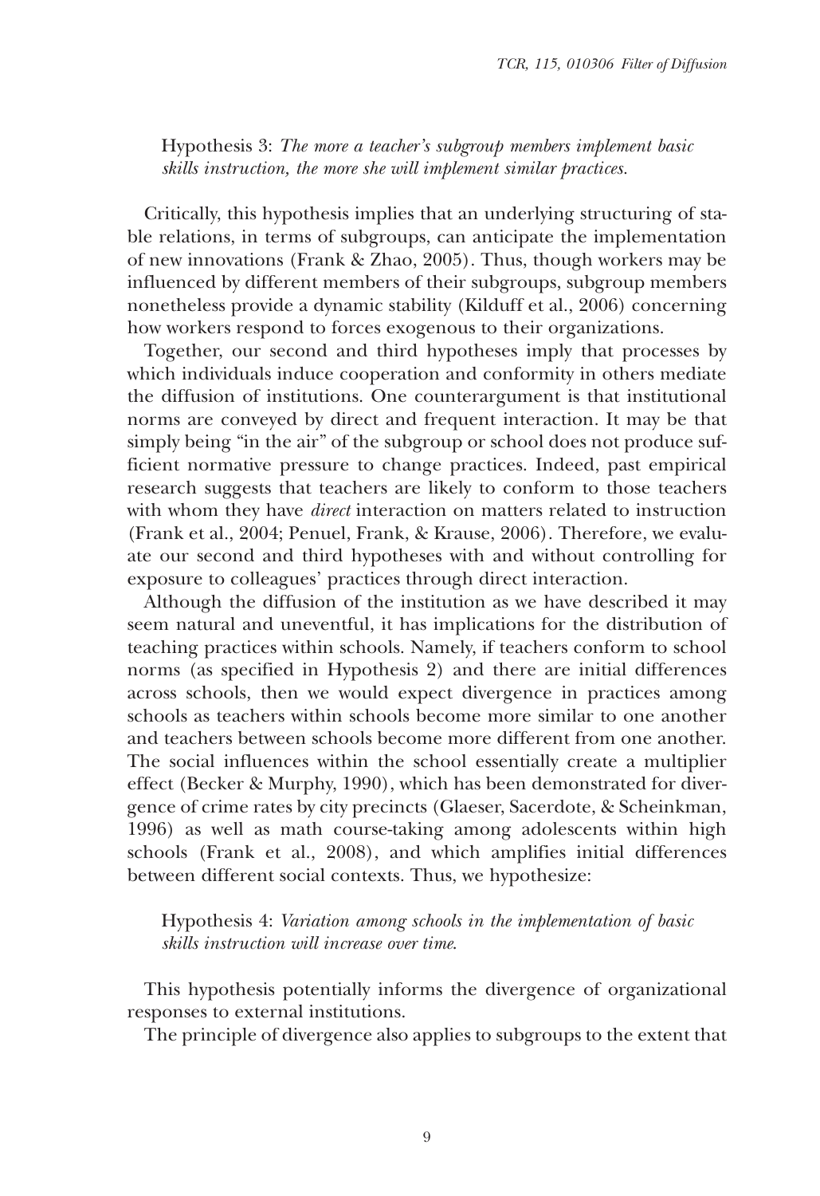Hypothesis 3: *The more a teacher's subgroup members implement basic skills instruction, the more she will implement similar practices.*

Critically, this hypothesis implies that an underlying structuring of stable relations, in terms of subgroups, can anticipate the implementation of new innovations (Frank & Zhao, 2005). Thus, though workers may be influenced by different members of their subgroups, subgroup members nonetheless provide a dynamic stability (Kilduff et al., 2006) concerning how workers respond to forces exogenous to their organizations.

Together, our second and third hypotheses imply that processes by which individuals induce cooperation and conformity in others mediate the diffusion of institutions. One counterargument is that institutional norms are conveyed by direct and frequent interaction. It may be that simply being "in the air" of the subgroup or school does not produce sufficient normative pressure to change practices. Indeed, past empirical research suggests that teachers are likely to conform to those teachers with whom they have *direct* interaction on matters related to instruction (Frank et al., 2004; Penuel, Frank, & Krause, 2006). Therefore, we evaluate our second and third hypotheses with and without controlling for exposure to colleagues' practices through direct interaction.

Although the diffusion of the institution as we have described it may seem natural and uneventful, it has implications for the distribution of teaching practices within schools. Namely, if teachers conform to school norms (as specified in Hypothesis 2) and there are initial differences across schools, then we would expect divergence in practices among schools as teachers within schools become more similar to one another and teachers between schools become more different from one another. The social influences within the school essentially create a multiplier effect (Becker & Murphy, 1990), which has been demonstrated for divergence of crime rates by city precincts (Glaeser, Sacerdote, & Scheinkman, 1996) as well as math course-taking among adolescents within high schools (Frank et al., 2008), and which amplifies initial differences between different social contexts. Thus, we hypothesize:

Hypothesis 4: *Variation among schools in the implementation of basic skills instruction will increase over time.*

This hypothesis potentially informs the divergence of organizational responses to external institutions.

The principle of divergence also applies to subgroups to the extent that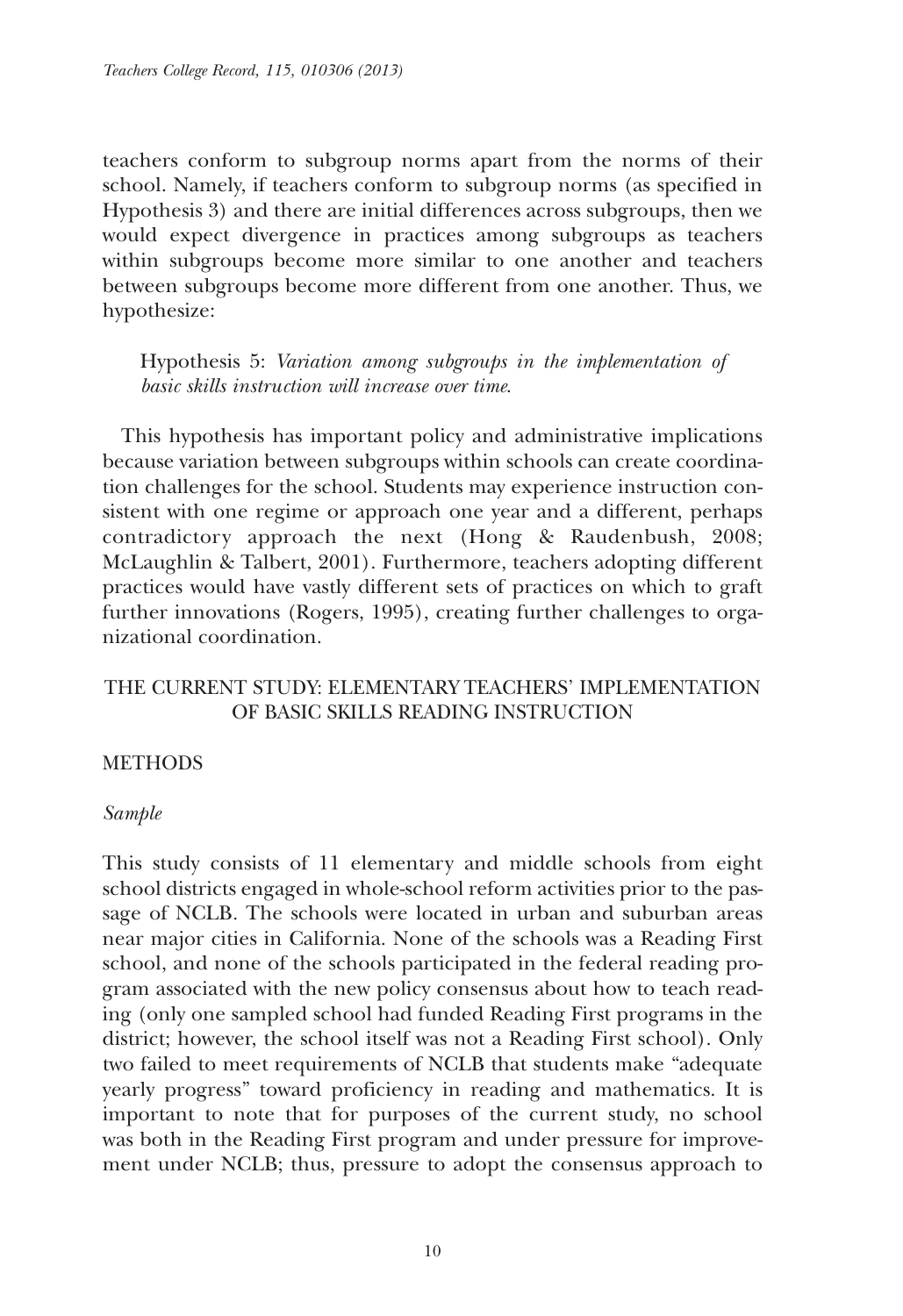teachers conform to subgroup norms apart from the norms of their school. Namely, if teachers conform to subgroup norms (as specified in Hypothesis 3) and there are initial differences across subgroups, then we would expect divergence in practices among subgroups as teachers within subgroups become more similar to one another and teachers between subgroups become more different from one another. Thus, we hypothesize:

> Hypothesis 5: *Variation among subgroups in the implementation of basic skills instruction will increase over time.*

This hypothesis has important policy and administrative implications because variation between subgroups within schools can create coordination challenges for the school. Students may experience instruction consistent with one regime or approach one year and a different, perhaps contradictory approach the next (Hong & Raudenbush, 2008; McLaughlin & Talbert, 2001). Furthermore, teachers adopting different practices would have vastly different sets of practices on which to graft further innovations (Rogers, 1995), creating further challenges to organizational coordination.

## THE CURRENT STUDY: ELEMENTARY TEACHERS' IMPLEMENTATION OF BASIC SKILLS READING INSTRUCTION

### METHODS

#### *Sample*

This study consists of 11 elementary and middle schools from eight school districts engaged in whole-school reform activities prior to the passage of NCLB. The schools were located in urban and suburban areas near major cities in California. None of the schools was a Reading First school, and none of the schools participated in the federal reading program associated with the new policy consensus about how to teach reading (only one sampled school had funded Reading First programs in the district; however, the school itself was not a Reading First school). Only two failed to meet requirements of NCLB that students make "adequate yearly progress" toward proficiency in reading and mathematics. It is important to note that for purposes of the current study, no school was both in the Reading First program and under pressure for improvement under NCLB; thus, pressure to adopt the consensus approach to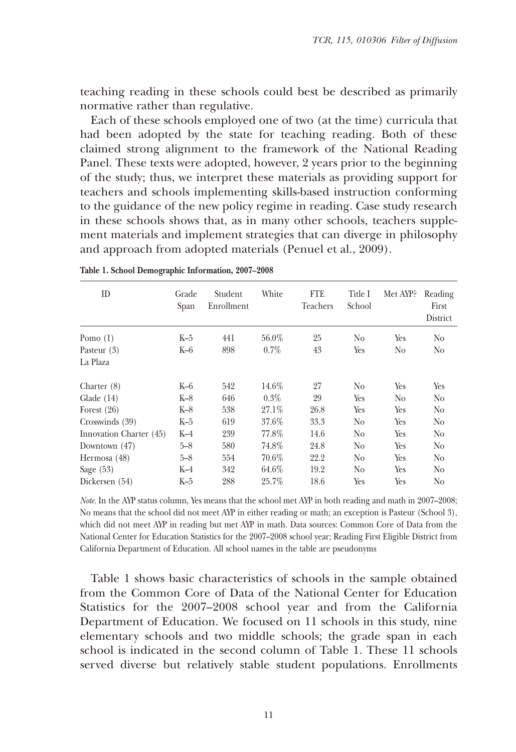teaching reading in these schools could best be described as primarily normative rather than regulative.

Each of these schools employed one of two (at the time) curricula that had been adopted by the state for teaching reading. Both of these claimed strong alignment to the framework of the National Reading Panel. These texts were adopted, however, 2 years prior to the beginning of the study; thus, we interpret these materials as providing support for teachers and schools implementing skills-based instruction conforming to the guidance of the new policy regime in reading. Case study research in these schools shows that, as in many other schools, teachers supplement materials and implement strategies that can diverge in philosophy and approach from adopted materials (Penuel et al., 2009).

**Table 1. School Demographic Information, 2007–2008**

| ID | Grade Span | Student Enrollment | White | FTE Teachers | Title I School | Met AYP? | Reading First District |
|---|---|---|---|---|---|---|---|
| Pomo (1) | K–5 | 441 | 56.0% | 25 | No | Yes | No |
| Pasteur (3) | K–6 | 898 | 0.7% | 43 | Yes | No | No |
| La Plaza Charter (8) | K–6 | 542 | 14.6% | 27 | No | Yes | Yes |
| Glade (14) | K–8 | 646 | 0.3% | 29 | Yes | No | No |
| Forest (26) | K–8 | 538 | 27.1% | 26.8 | Yes | Yes | No |
| Crosswinds (39) | K–5 | 619 | 37.6% | 33.3 | No | Yes | No |
| Innovation Charter (45) | K–4 | 239 | 77.8% | 14.6 | No | Yes | No |
| Downtown (47) | 5–8 | 580 | 74.8% | 24.8 | No | Yes | No |
| Hermosa (48) | 5–8 | 554 | 70.6% | 22.2 | No | Yes | No |
| Sage (53) | K–4 | 342 | 64.6% | 19.2 | No | Yes | No |
| Dickersen (54) | K–5 | 288 | 25.7% | 18.6 | Yes | Yes | No |

*Note.* In the AYP status column, Yes means that the school met AYP in both reading and math in 2007–2008; No means that the school did not meet AYP in either reading or math; an exception is Pasteur (School 3), which did not meet AYP in reading but met AYP in math. Data sources: Common Core of Data from the National Center for Education Statistics for the 2007–2008 school year; Reading First Eligible District from California Department of Education. All school names in the table are pseudonyms

Table 1 shows basic characteristics of schools in the sample obtained from the Common Core of Data of the National Center for Education Statistics for the 2007–2008 school year and from the California Department of Education. We focused on 11 schools in this study, nine elementary schools and two middle schools; the grade span in each school is indicated in the second column of Table 1. These 11 schools served diverse but relatively stable student populations. Enrollments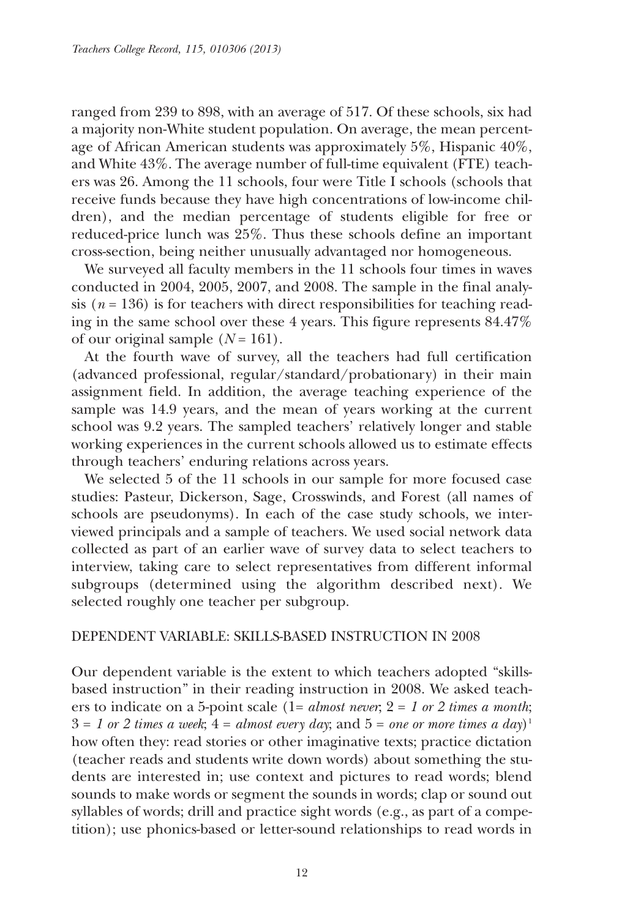ranged from 239 to 898, with an average of 517. Of these schools, six had a majority non-White student population. On average, the mean percentage of African American students was approximately 5%, Hispanic 40%, and White 43%. The average number of full-time equivalent (FTE) teachers was 26. Among the 11 schools, four were Title I schools (schools that receive funds because they have high concentrations of low-income children), and the median percentage of students eligible for free or reduced-price lunch was 25%. Thus these schools define an important cross-section, being neither unusually advantaged nor homogeneous.

We surveyed all faculty members in the 11 schools four times in waves conducted in 2004, 2005, 2007, and 2008. The sample in the final analysis ($n = 136$) is for teachers with direct responsibilities for teaching reading in the same school over these 4 years. This figure represents 84.47% of our original sample ($N = 161$).

At the fourth wave of survey, all the teachers had full certification (advanced professional, regular/standard/probationary) in their main assignment field. In addition, the average teaching experience of the sample was 14.9 years, and the mean of years working at the current school was 9.2 years. The sampled teachers' relatively longer and stable working experiences in the current schools allowed us to estimate effects through teachers' enduring relations across years.

We selected 5 of the 11 schools in our sample for more focused case studies: Pasteur, Dickerson, Sage, Crosswinds, and Forest (all names of schools are pseudonyms). In each of the case study schools, we interviewed principals and a sample of teachers. We used social network data collected as part of an earlier wave of survey data to select teachers to interview, taking care to select representatives from different informal subgroups (determined using the algorithm described next). We selected roughly one teacher per subgroup.

## DEPENDENT VARIABLE: SKILLS-BASED INSTRUCTION IN 2008

Our dependent variable is the extent to which teachers adopted "skills-based instruction" in their reading instruction in 2008. We asked teachers to indicate on a 5-point scale (1= *almost never*; 2 = *1 or 2 times a month*; 3 = *1 or 2 times a week*; 4 = *almost every day*; and 5 = *one or more times a day*)[1] how often they: read stories or other imaginative texts; practice dictation (teacher reads and students write down words) about something the students are interested in; use context and pictures to read words; blend sounds to make words or segment the sounds in words; clap or sound out syllables of words; drill and practice sight words (e.g., as part of a competition); use phonics-based or letter-sound relationships to read words in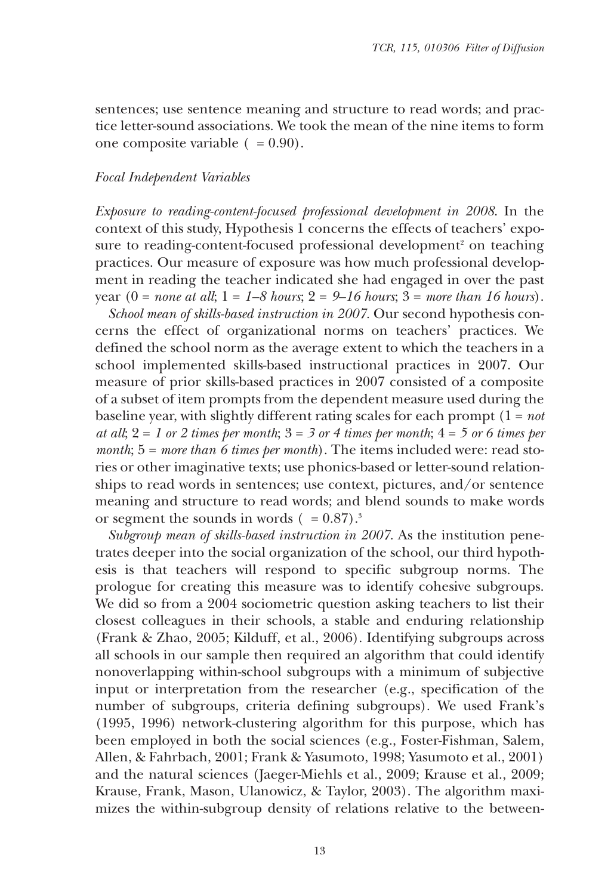sentences; use sentence meaning and structure to read words; and practice letter-sound associations. We took the mean of the nine items to form one composite variable ( = 0.90).

*Focal Independent Variables*

*Exposure to reading-content-focused professional development in 2008.* In the context of this study, Hypothesis 1 concerns the effects of teachers' exposure to reading-content-focused professional development[2] on teaching practices. Our measure of exposure was how much professional development in reading the teacher indicated she had engaged in over the past year (0 = *none at all*; 1 = *1–8 hours*; 2 = *9–16 hours*; 3 = *more than 16 hours*).

*School mean of skills-based instruction in 2007.* Our second hypothesis concerns the effect of organizational norms on teachers' practices. We defined the school norm as the average extent to which the teachers in a school implemented skills-based instructional practices in 2007. Our measure of prior skills-based practices in 2007 consisted of a composite of a subset of item prompts from the dependent measure used during the baseline year, with slightly different rating scales for each prompt (1 = *not at all*; 2 = *1 or 2 times per month*; 3 = *3 or 4 times per month*; 4 = *5 or 6 times per month*; 5 = *more than 6 times per month*). The items included were: read stories or other imaginative texts; use phonics-based or letter-sound relationships to read words in sentences; use context, pictures, and/or sentence meaning and structure to read words; and blend sounds to make words or segment the sounds in words ( = 0.87).[3]

*Subgroup mean of skills-based instruction in 2007.* As the institution penetrates deeper into the social organization of the school, our third hypothesis is that teachers will respond to specific subgroup norms. The prologue for creating this measure was to identify cohesive subgroups. We did so from a 2004 sociometric question asking teachers to list their closest colleagues in their schools, a stable and enduring relationship (Frank & Zhao, 2005; Kilduff, et al., 2006). Identifying subgroups across all schools in our sample then required an algorithm that could identify nonoverlapping within-school subgroups with a minimum of subjective input or interpretation from the researcher (e.g., specification of the number of subgroups, criteria defining subgroups). We used Frank's (1995, 1996) network-clustering algorithm for this purpose, which has been employed in both the social sciences (e.g., Foster-Fishman, Salem, Allen, & Fahrbach, 2001; Frank & Yasumoto, 1998; Yasumoto et al., 2001) and the natural sciences (Jaeger-Miehls et al., 2009; Krause et al., 2009; Krause, Frank, Mason, Ulanowicz, & Taylor, 2003). The algorithm maximizes the within-subgroup density of relations relative to the between-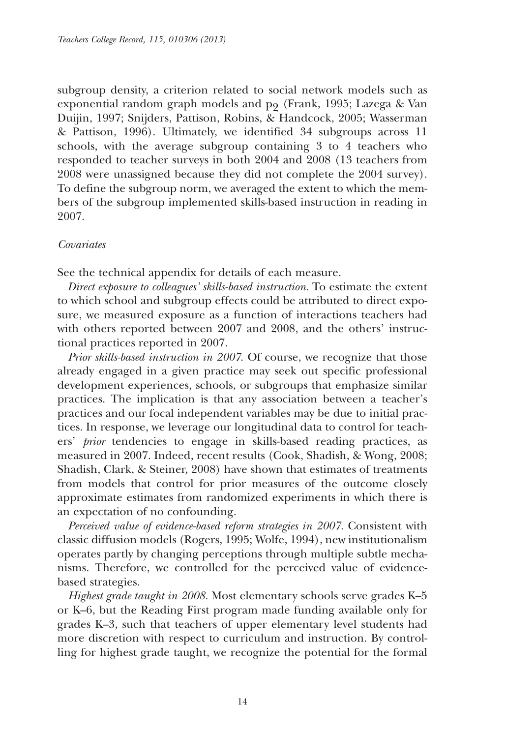subgroup density, a criterion related to social network models such as exponential random graph models and $p_2$ (Frank, 1995; Lazega & Van Duijin, 1997; Snijders, Pattison, Robins, & Handcock, 2005; Wasserman & Pattison, 1996). Ultimately, we identified 34 subgroups across 11 schools, with the average subgroup containing 3 to 4 teachers who responded to teacher surveys in both 2004 and 2008 (13 teachers from 2008 were unassigned because they did not complete the 2004 survey). To define the subgroup norm, we averaged the extent to which the members of the subgroup implemented skills-based instruction in reading in 2007.

### *Covariates*

See the technical appendix for details of each measure.

*Direct exposure to colleagues' skills-based instruction.* To estimate the extent to which school and subgroup effects could be attributed to direct exposure, we measured exposure as a function of interactions teachers had with others reported between 2007 and 2008, and the others' instructional practices reported in 2007.

*Prior skills-based instruction in 2007.* Of course, we recognize that those already engaged in a given practice may seek out specific professional development experiences, schools, or subgroups that emphasize similar practices. The implication is that any association between a teacher's practices and our focal independent variables may be due to initial practices. In response, we leverage our longitudinal data to control for teachers' *prior* tendencies to engage in skills-based reading practices, as measured in 2007. Indeed, recent results (Cook, Shadish, & Wong, 2008; Shadish, Clark, & Steiner, 2008) have shown that estimates of treatments from models that control for prior measures of the outcome closely approximate estimates from randomized experiments in which there is an expectation of no confounding.

*Perceived value of evidence-based reform strategies in 2007.* Consistent with classic diffusion models (Rogers, 1995; Wolfe, 1994), new institutionalism operates partly by changing perceptions through multiple subtle mechanisms. Therefore, we controlled for the perceived value of evidence-based strategies.

*Highest grade taught in 2008.* Most elementary schools serve grades K–5 or K–6, but the Reading First program made funding available only for grades K–3, such that teachers of upper elementary level students had more discretion with respect to curriculum and instruction. By controlling for highest grade taught, we recognize the potential for the formal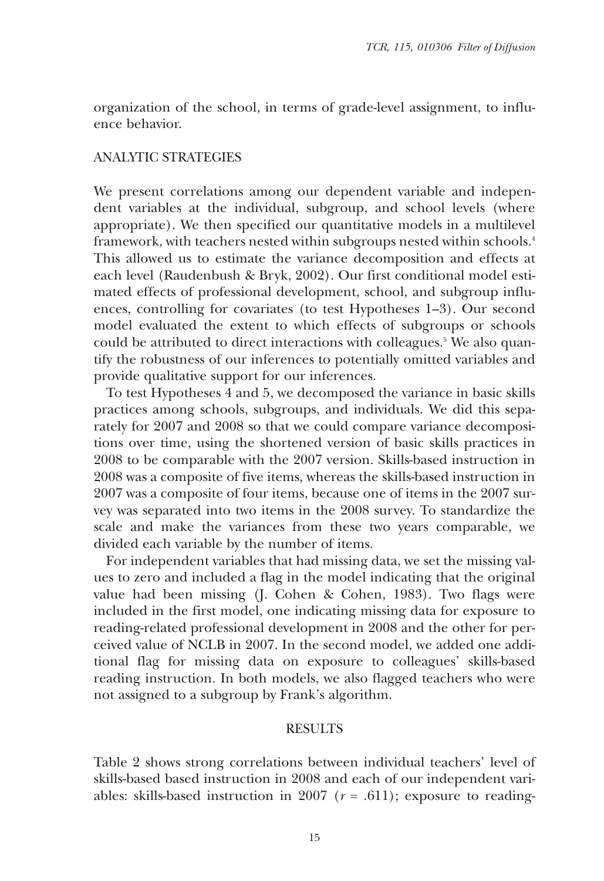organization of the school, in terms of grade-level assignment, to influence behavior.

## ANALYTIC STRATEGIES

We present correlations among our dependent variable and independent variables at the individual, subgroup, and school levels (where appropriate). We then specified our quantitative models in a multilevel framework, with teachers nested within subgroups nested within schools.[4] This allowed us to estimate the variance decomposition and effects at each level (Raudenbush & Bryk, 2002). Our first conditional model estimated effects of professional development, school, and subgroup influences, controlling for covariates (to test Hypotheses 1–3). Our second model evaluated the extent to which effects of subgroups or schools could be attributed to direct interactions with colleagues.[5] We also quantify the robustness of our inferences to potentially omitted variables and provide qualitative support for our inferences.

To test Hypotheses 4 and 5, we decomposed the variance in basic skills practices among schools, subgroups, and individuals. We did this separately for 2007 and 2008 so that we could compare variance decompositions over time, using the shortened version of basic skills practices in 2008 to be comparable with the 2007 version. Skills-based instruction in 2008 was a composite of five items, whereas the skills-based instruction in 2007 was a composite of four items, because one of items in the 2007 survey was separated into two items in the 2008 survey. To standardize the scale and make the variances from these two years comparable, we divided each variable by the number of items.

For independent variables that had missing data, we set the missing values to zero and included a flag in the model indicating that the original value had been missing (J. Cohen & Cohen, 1983). Two flags were included in the first model, one indicating missing data for exposure to reading-related professional development in 2008 and the other for perceived value of NCLB in 2007. In the second model, we added one additional flag for missing data on exposure to colleagues' skills-based reading instruction. In both models, we also flagged teachers who were not assigned to a subgroup by Frank's algorithm.

## RESULTS

Table 2 shows strong correlations between individual teachers' level of skills-based based instruction in 2008 and each of our independent variables: skills-based instruction in 2007 ($r$ = .611); exposure to reading-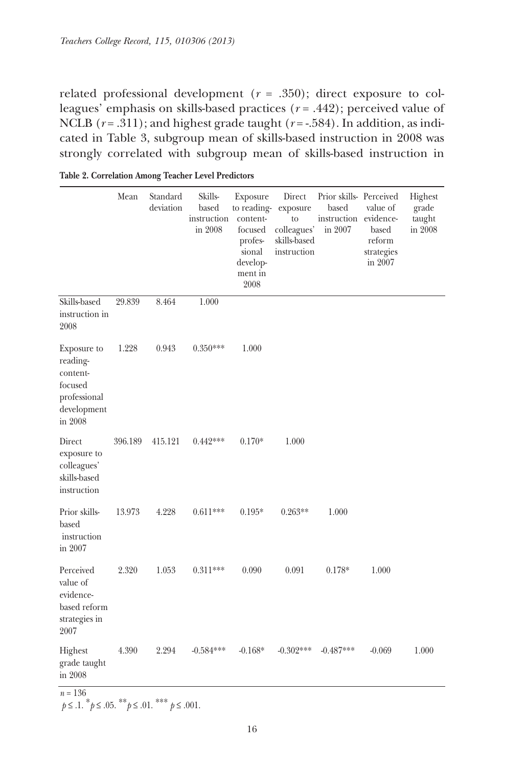related professional development ($r$ = .350); direct exposure to colleagues' emphasis on skills-based practices ($r$ = .442); perceived value of NCLB ($r$ = .311); and highest grade taught ($r$ = -.584). In addition, as indicated in Table 3, subgroup mean of skills-based instruction in 2008 was strongly correlated with subgroup mean of skills-based instruction in

**Table 2. Correlation Among Teacher Level Predictors**

| | Mean | Standard deviation | Skills-based instruction in 2008 | Exposure to reading-content-focused professional development in 2008 | Direct exposure to colleagues' skills-based instruction | Prior skills-based instruction in 2007 | Perceived value of evidence-based reform strategies in 2007 | Highest grade taught in 2008 |
|---|---|---|---|---|---|---|---|---|
| Skills-based instruction in 2008 | 29.839 | 8.464 | 1.000 | | | | | |
| Exposure to reading-content-focused professional development in 2008 | 1.228 | 0.943 | 0.350*** | 1.000 | | | | |
| Direct exposure to colleagues' skills-based instruction | 396.189 | 415.121 | 0.442*** | 0.170* | 1.000 | | | |
| Prior skills-based instruction in 2007 | 13.973 | 4.228 | 0.611*** | 0.195* | 0.263** | 1.000 | | |
| Perceived value of evidence-based reform strategies in 2007 | 2.320 | 1.053 | 0.311*** | 0.090 | 0.091 | 0.178* | 1.000 | |
| Highest grade taught in 2008 | 4.390 | 2.294 | -0.584*** | -0.168* | -0.302*** | -0.487*** | -0.069 | 1.000 |

$n$ = 136

$p \leq .1$. * $p \leq .05$. ** $p \leq .01$. *** $p \leq .001$.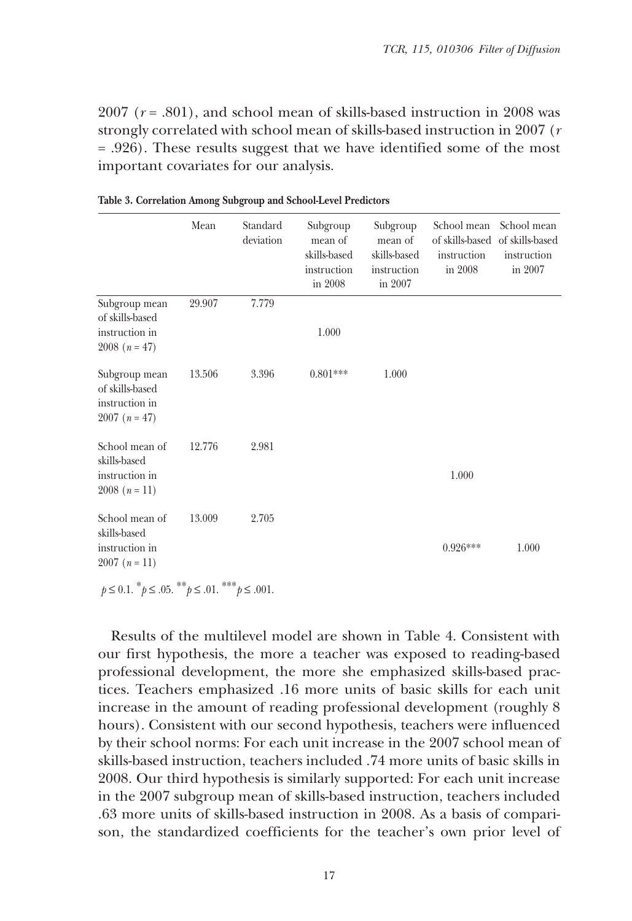2007 ($r$ = .801), and school mean of skills-based instruction in 2008 was strongly correlated with school mean of skills-based instruction in 2007 ($r$ = .926). These results suggest that we have identified some of the most important covariates for our analysis.

**Table 3. Correlation Among Subgroup and School-Level Predictors**

| | Mean | Standard deviation | Subgroup mean of skills-based instruction in 2008 | Subgroup mean of skills-based instruction in 2007 | School mean of skills-based instruction in 2008 | School mean of skills-based instruction in 2007 |
|---|---|---|---|---|---|---|
| Subgroup mean of skills-based instruction in 2008 ($n$ = 47) | 29.907 | 7.779 | 1.000 | | | |
| Subgroup mean of skills-based instruction in 2007 ($n$ = 47) | 13.506 | 3.396 | 0.801*** | 1.000 | | |
| School mean of skills-based instruction in 2008 ($n$ = 11) | 12.776 | 2.981 | | | 1.000 | |
| School mean of skills-based instruction in 2007 ($n$ = 11) | 13.009 | 2.705 | | | 0.926*** | 1.000 |

$p \le 0.1$. $^{*}p \le .05$. $^{**}p \le .01$. $^{***}p \le .001$.

Results of the multilevel model are shown in Table 4. Consistent with our first hypothesis, the more a teacher was exposed to reading-based professional development, the more she emphasized skills-based practices. Teachers emphasized .16 more units of basic skills for each unit increase in the amount of reading professional development (roughly 8 hours). Consistent with our second hypothesis, teachers were influenced by their school norms: For each unit increase in the 2007 school mean of skills-based instruction, teachers included .74 more units of basic skills in 2008. Our third hypothesis is similarly supported: For each unit increase in the 2007 subgroup mean of skills-based instruction, teachers included .63 more units of skills-based instruction in 2008. As a basis of comparison, the standardized coefficients for the teacher's own prior level of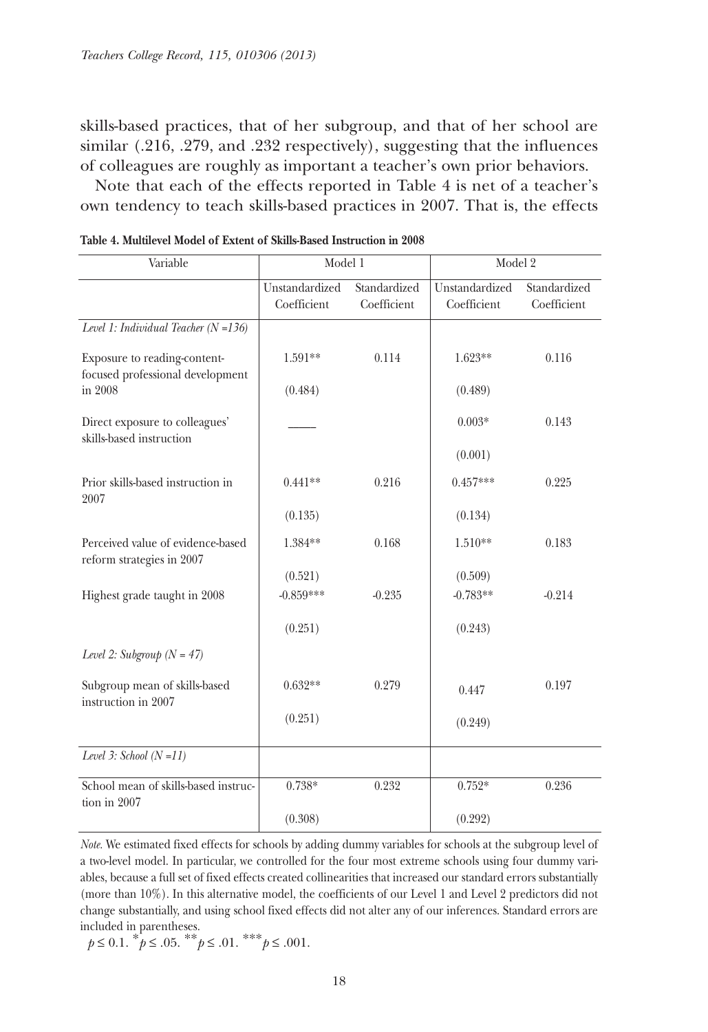skills-based practices, that of her subgroup, and that of her school are similar (.216, .279, and .232 respectively), suggesting that the influences of colleagues are roughly as important a teacher's own prior behaviors.

Note that each of the effects reported in Table 4 is net of a teacher's own tendency to teach skills-based practices in 2007. That is, the effects

**Table 4. Multilevel Model of Extent of Skills-Based Instruction in 2008**

| Variable | Model 1 | | Model 2 | |
|---|---|---|---|---|
| | Unstandardized Coefficient | Standardized Coefficient | Unstandardized Coefficient | Standardized Coefficient |
| *Level 1: Individual Teacher (N =136)* | | | | |
| Exposure to reading-content-focused professional development in 2008 | 1.591** | 0.114 | 1.623** | 0.116 |
| | (0.484) | | (0.489) | |
| Direct exposure to colleagues' skills-based instruction | _____ | | 0.003* | 0.143 |
| | | | (0.001) | |
| Prior skills-based instruction in 2007 | 0.441** | 0.216 | 0.457*** | 0.225 |
| | (0.135) | | (0.134) | |
| Perceived value of evidence-based reform strategies in 2007 | 1.384** | 0.168 | 1.510** | 0.183 |
| | (0.521) | | (0.509) | |
| Highest grade taught in 2008 | -0.859*** | -0.235 | -0.783** | -0.214 |
| | (0.251) | | (0.243) | |
| *Level 2: Subgroup (N = 47)* | | | | |
| Subgroup mean of skills-based instruction in 2007 | 0.632** | 0.279 | 0.447 | 0.197 |
| | (0.251) | | (0.249) | |
| *Level 3: School (N =11)* | | | | |
| School mean of skills-based instruction in 2007 | 0.738* | 0.232 | 0.752* | 0.236 |
| | (0.308) | | (0.292) | |

*Note.* We estimated fixed effects for schools by adding dummy variables for schools at the subgroup level of a two-level model. In particular, we controlled for the four most extreme schools using four dummy variables, because a full set of fixed effects created collinearities that increased our standard errors substantially (more than 10%). In this alternative model, the coefficients of our Level 1 and Level 2 predictors did not change substantially, and using school fixed effects did not alter any of our inferences. Standard errors are included in parentheses.

$p \leq 0.1$. $^{*}p \leq .05$. $^{**}p \leq .01$. $^{***}p \leq .001$.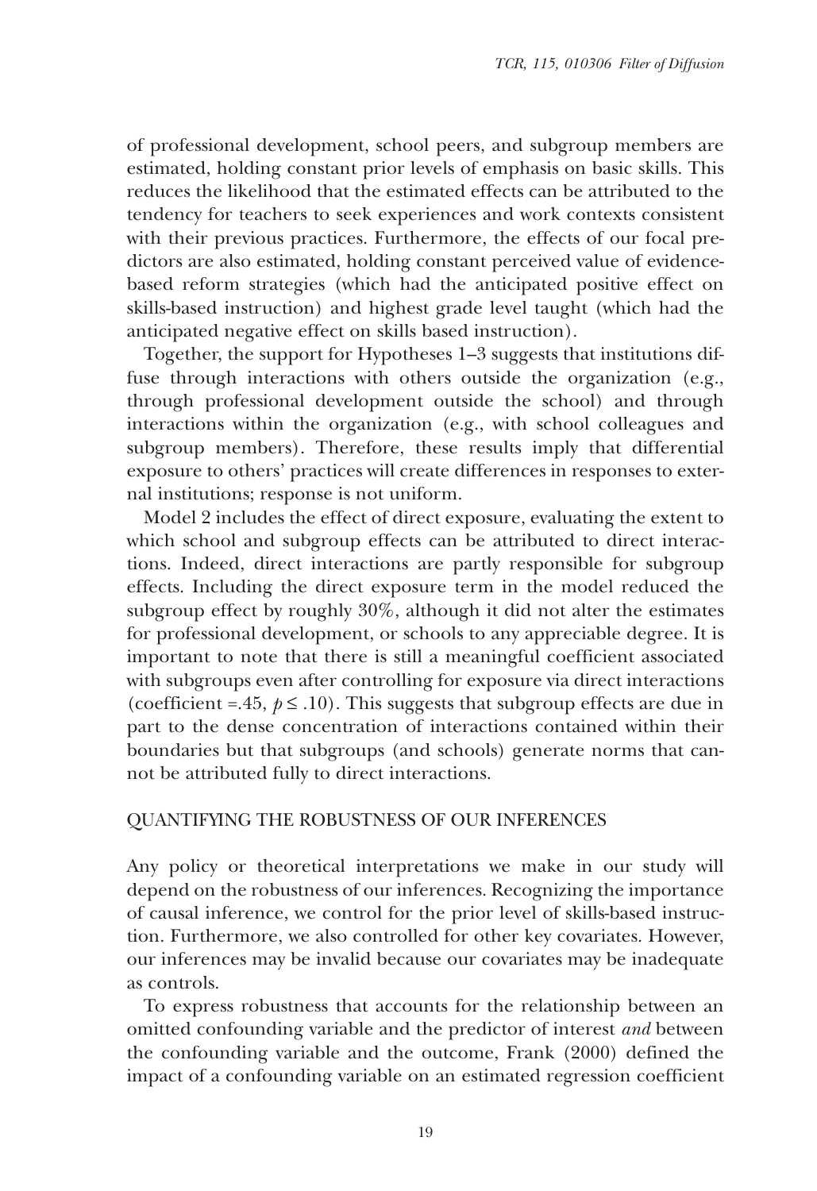of professional development, school peers, and subgroup members are estimated, holding constant prior levels of emphasis on basic skills. This reduces the likelihood that the estimated effects can be attributed to the tendency for teachers to seek experiences and work contexts consistent with their previous practices. Furthermore, the effects of our focal predictors are also estimated, holding constant perceived value of evidence-based reform strategies (which had the anticipated positive effect on skills-based instruction) and highest grade level taught (which had the anticipated negative effect on skills based instruction).

Together, the support for Hypotheses 1–3 suggests that institutions diffuse through interactions with others outside the organization (e.g., through professional development outside the school) and through interactions within the organization (e.g., with school colleagues and subgroup members). Therefore, these results imply that differential exposure to others' practices will create differences in responses to external institutions; response is not uniform.

Model 2 includes the effect of direct exposure, evaluating the extent to which school and subgroup effects can be attributed to direct interactions. Indeed, direct interactions are partly responsible for subgroup effects. Including the direct exposure term in the model reduced the subgroup effect by roughly 30%, although it did not alter the estimates for professional development, or schools to any appreciable degree. It is important to note that there is still a meaningful coefficient associated with subgroups even after controlling for exposure via direct interactions (coefficient =.45, $p \leq .10$). This suggests that subgroup effects are due in part to the dense concentration of interactions contained within their boundaries but that subgroups (and schools) generate norms that cannot be attributed fully to direct interactions.

## QUANTIFYING THE ROBUSTNESS OF OUR INFERENCES

Any policy or theoretical interpretations we make in our study will depend on the robustness of our inferences. Recognizing the importance of causal inference, we control for the prior level of skills-based instruction. Furthermore, we also controlled for other key covariates. However, our inferences may be invalid because our covariates may be inadequate as controls.

To express robustness that accounts for the relationship between an omitted confounding variable and the predictor of interest *and* between the confounding variable and the outcome, Frank (2000) defined the impact of a confounding variable on an estimated regression coefficient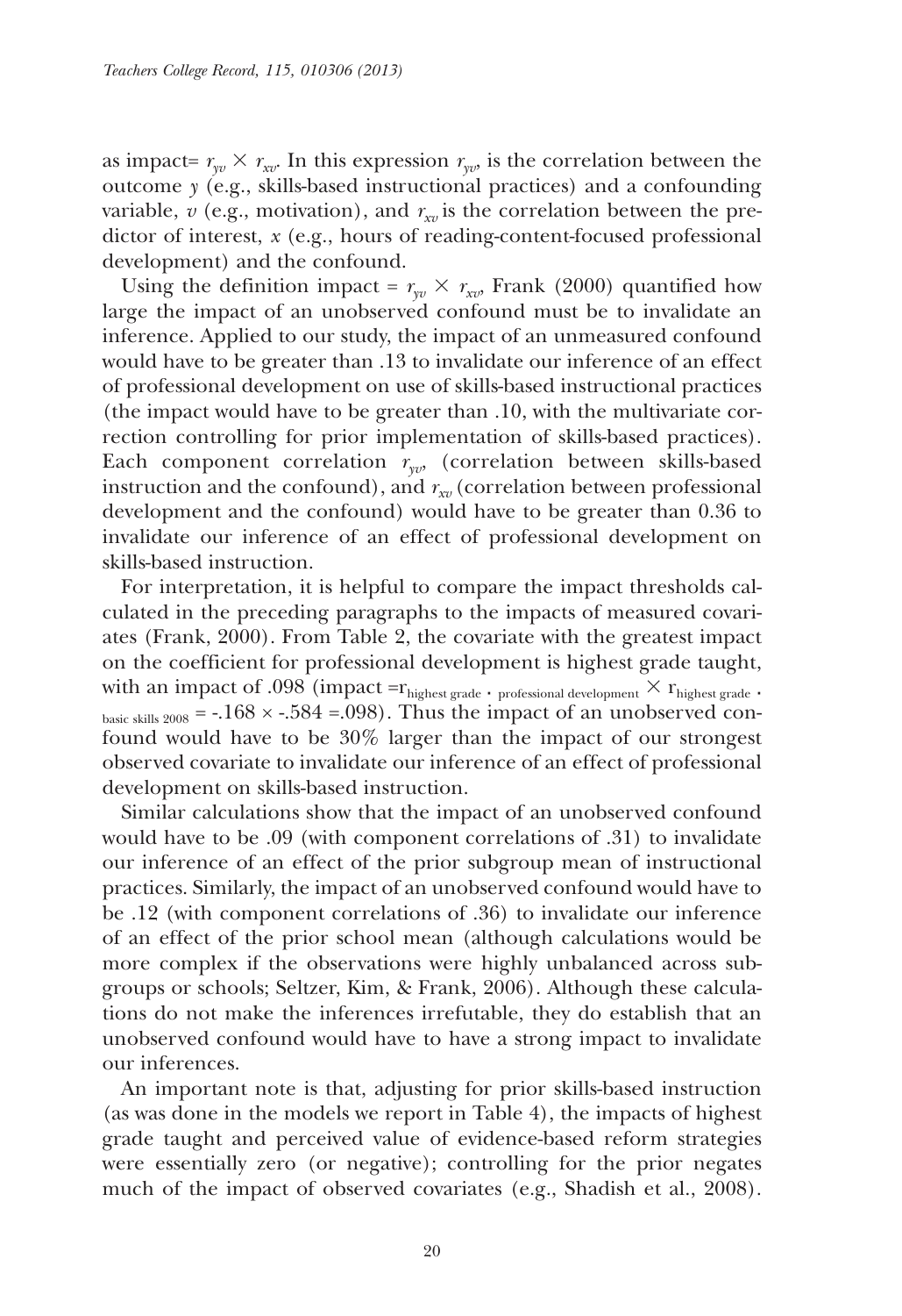as impact= $r_{yv} \times r_{xv}$. In this expression $r_{yv}$, is the correlation between the outcome $y$ (e.g., skills-based instructional practices) and a confounding variable, $v$ (e.g., motivation), and $r_{xv}$ is the correlation between the predictor of interest, $x$ (e.g., hours of reading-content-focused professional development) and the confound.

Using the definition impact = $r_{yv} \times r_{xv}$, Frank (2000) quantified how large the impact of an unobserved confound must be to invalidate an inference. Applied to our study, the impact of an unmeasured confound would have to be greater than .13 to invalidate our inference of an effect of professional development on use of skills-based instructional practices (the impact would have to be greater than .10, with the multivariate correction controlling for prior implementation of skills-based practices). Each component correlation $r_{yv}$, (correlation between skills-based instruction and the confound), and $r_{xv}$ (correlation between professional development and the confound) would have to be greater than 0.36 to invalidate our inference of an effect of professional development on skills-based instruction.

For interpretation, it is helpful to compare the impact thresholds calculated in the preceding paragraphs to the impacts of measured covariates (Frank, 2000). From Table 2, the covariate with the greatest impact on the coefficient for professional development is highest grade taught, with an impact of .098 (impact $= r_{\text{highest grade} \cdot \text{professional development}} \times r_{\text{highest grade} \cdot \text{basic skills 2008}} = -.168 \times -.584 = .098$). Thus the impact of an unobserved confound would have to be 30% larger than the impact of our strongest observed covariate to invalidate our inference of an effect of professional development on skills-based instruction.

Similar calculations show that the impact of an unobserved confound would have to be .09 (with component correlations of .31) to invalidate our inference of an effect of the prior subgroup mean of instructional practices. Similarly, the impact of an unobserved confound would have to be .12 (with component correlations of .36) to invalidate our inference of an effect of the prior school mean (although calculations would be more complex if the observations were highly unbalanced across subgroups or schools; Seltzer, Kim, & Frank, 2006). Although these calculations do not make the inferences irrefutable, they do establish that an unobserved confound would have to have a strong impact to invalidate our inferences.

An important note is that, adjusting for prior skills-based instruction (as was done in the models we report in Table 4), the impacts of highest grade taught and perceived value of evidence-based reform strategies were essentially zero (or negative); controlling for the prior negates much of the impact of observed covariates (e.g., Shadish et al., 2008).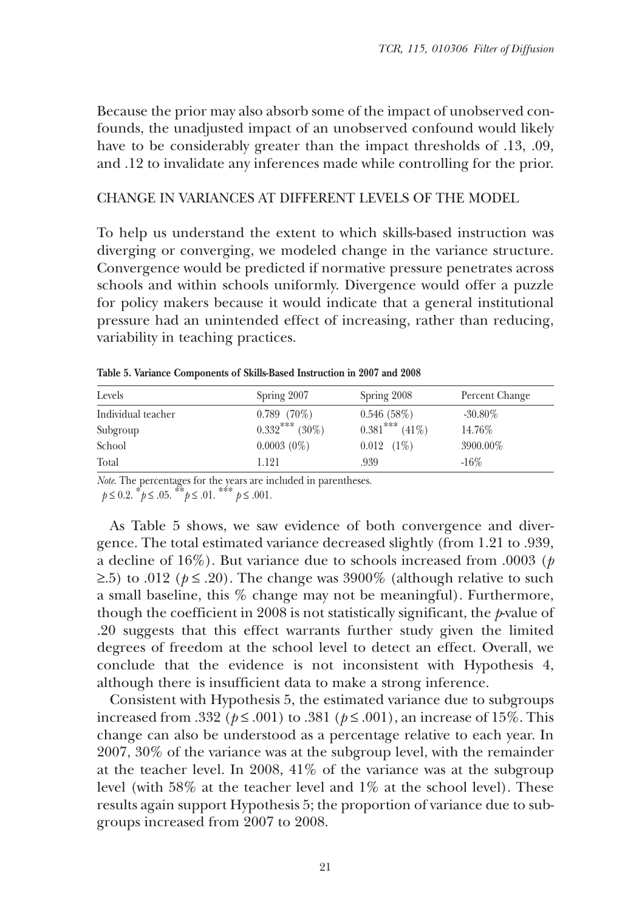Because the prior may also absorb some of the impact of unobserved confounds, the unadjusted impact of an unobserved confound would likely have to be considerably greater than the impact thresholds of .13, .09, and .12 to invalidate any inferences made while controlling for the prior.

## CHANGE IN VARIANCES AT DIFFERENT LEVELS OF THE MODEL

To help us understand the extent to which skills-based instruction was diverging or converging, we modeled change in the variance structure. Convergence would be predicted if normative pressure penetrates across schools and within schools uniformly. Divergence would offer a puzzle for policy makers because it would indicate that a general institutional pressure had an unintended effect of increasing, rather than reducing, variability in teaching practices.

**Table 5. Variance Components of Skills-Based Instruction in 2007 and 2008**

| Levels | Spring 2007 | Spring 2008 | Percent Change |
|---|---|---|---|
| Individual teacher | 0.789 (70%) | 0.546 (58%) | -30.80% |
| Subgroup | $0.332^{***}$ (30%) | $0.381^{***}$ (41%) | 14.76% |
| School | 0.0003 (0%) | 0.012 (1%) | 3900.00% |
| Total | 1.121 | .939 | -16% |

*Note.* The percentages for the years are included in parentheses.
$p \leq 0.2$. $^{*}p \leq .05$. $^{**}p \leq .01$. $^{***}p \leq .001$.

As Table 5 shows, we saw evidence of both convergence and divergence. The total estimated variance decreased slightly (from 1.21 to .939, a decline of 16%). But variance due to schools increased from .0003 ($p \geq .5$) to .012 ($p \leq .20$). The change was 3900% (although relative to such a small baseline, this % change may not be meaningful). Furthermore, though the coefficient in 2008 is not statistically significant, the $p$-value of .20 suggests that this effect warrants further study given the limited degrees of freedom at the school level to detect an effect. Overall, we conclude that the evidence is not inconsistent with Hypothesis 4, although there is insufficient data to make a strong inference.

Consistent with Hypothesis 5, the estimated variance due to subgroups increased from .332 ($p \leq .001$) to .381 ($p \leq .001$), an increase of 15%. This change can also be understood as a percentage relative to each year. In 2007, 30% of the variance was at the subgroup level, with the remainder at the teacher level. In 2008, 41% of the variance was at the subgroup level (with 58% at the teacher level and 1% at the school level). These results again support Hypothesis 5; the proportion of variance due to subgroups increased from 2007 to 2008.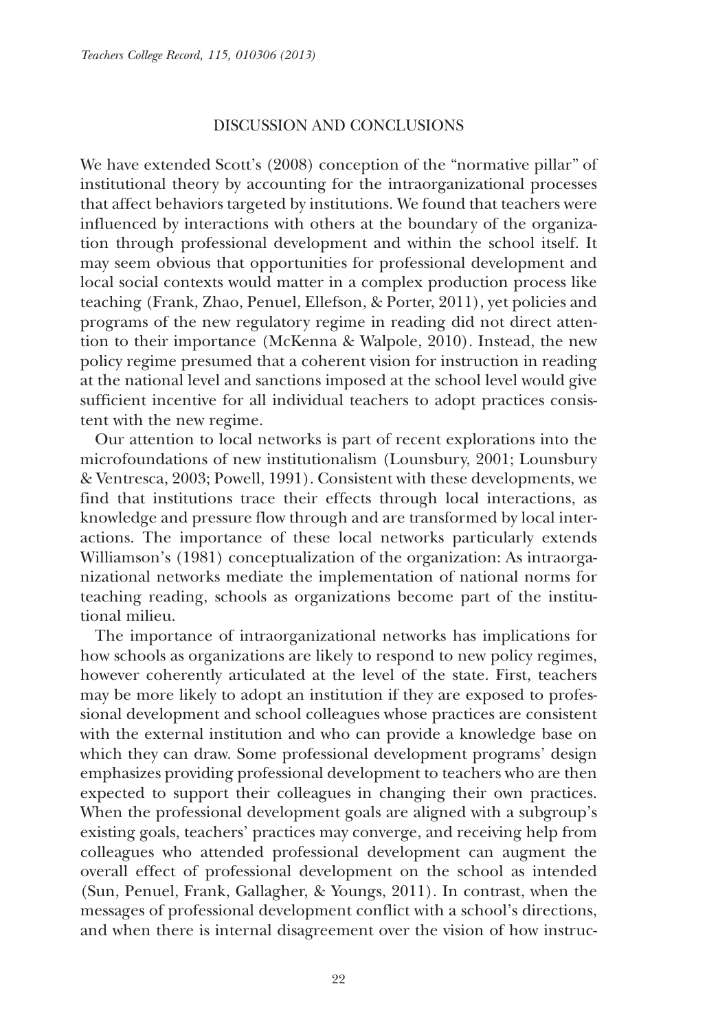## DISCUSSION AND CONCLUSIONS

We have extended Scott's (2008) conception of the "normative pillar" of institutional theory by accounting for the intraorganizational processes that affect behaviors targeted by institutions. We found that teachers were influenced by interactions with others at the boundary of the organization through professional development and within the school itself. It may seem obvious that opportunities for professional development and local social contexts would matter in a complex production process like teaching (Frank, Zhao, Penuel, Ellefson, & Porter, 2011), yet policies and programs of the new regulatory regime in reading did not direct attention to their importance (McKenna & Walpole, 2010). Instead, the new policy regime presumed that a coherent vision for instruction in reading at the national level and sanctions imposed at the school level would give sufficient incentive for all individual teachers to adopt practices consistent with the new regime.

Our attention to local networks is part of recent explorations into the microfoundations of new institutionalism (Lounsbury, 2001; Lounsbury & Ventresca, 2003; Powell, 1991). Consistent with these developments, we find that institutions trace their effects through local interactions, as knowledge and pressure flow through and are transformed by local interactions. The importance of these local networks particularly extends Williamson's (1981) conceptualization of the organization: As intraorganizational networks mediate the implementation of national norms for teaching reading, schools as organizations become part of the institutional milieu.

The importance of intraorganizational networks has implications for how schools as organizations are likely to respond to new policy regimes, however coherently articulated at the level of the state. First, teachers may be more likely to adopt an institution if they are exposed to professional development and school colleagues whose practices are consistent with the external institution and who can provide a knowledge base on which they can draw. Some professional development programs' design emphasizes providing professional development to teachers who are then expected to support their colleagues in changing their own practices. When the professional development goals are aligned with a subgroup's existing goals, teachers' practices may converge, and receiving help from colleagues who attended professional development can augment the overall effect of professional development on the school as intended (Sun, Penuel, Frank, Gallagher, & Youngs, 2011). In contrast, when the messages of professional development conflict with a school's directions, and when there is internal disagreement over the vision of how instruc-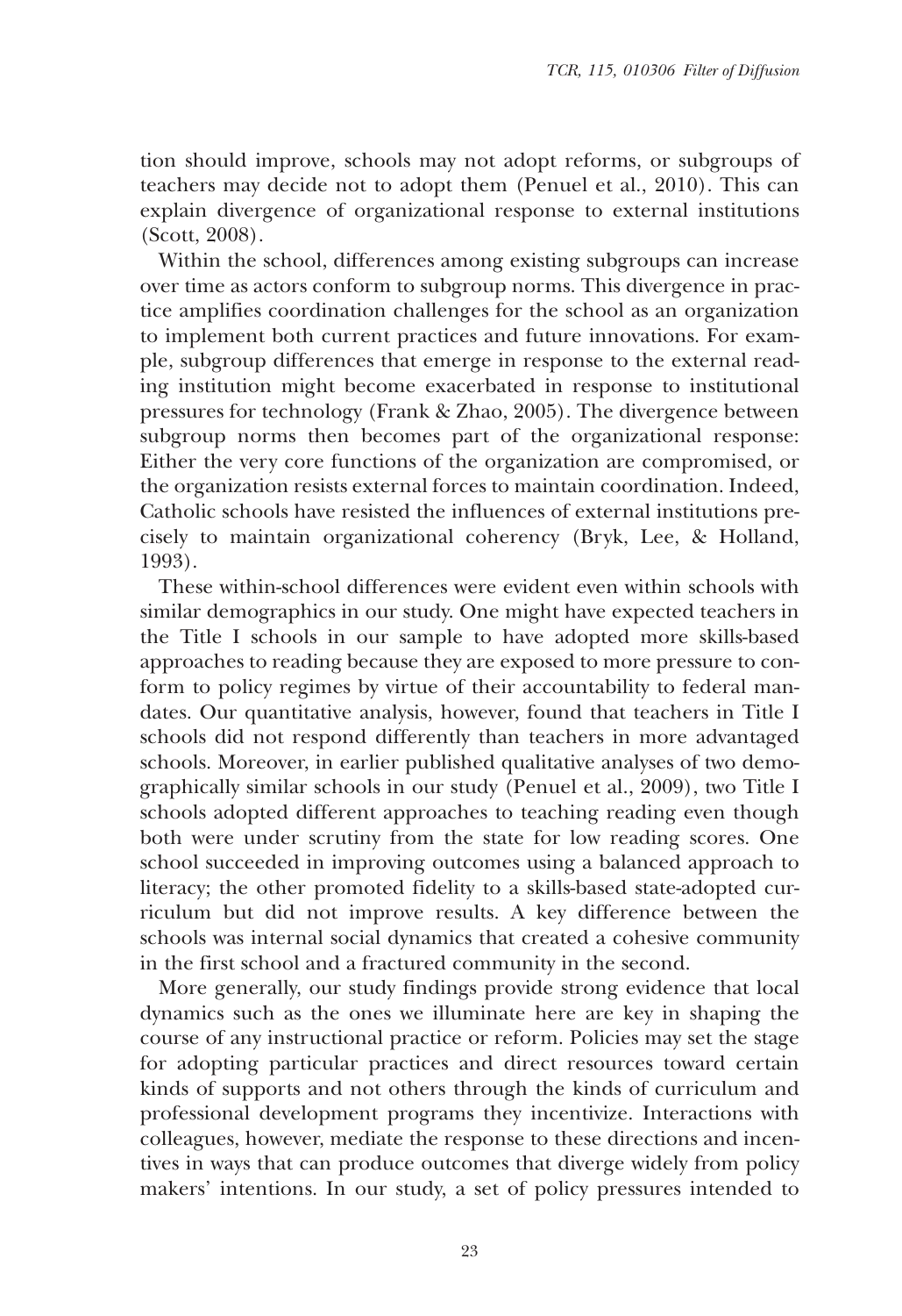tion should improve, schools may not adopt reforms, or subgroups of teachers may decide not to adopt them (Penuel et al., 2010). This can explain divergence of organizational response to external institutions (Scott, 2008).

Within the school, differences among existing subgroups can increase over time as actors conform to subgroup norms. This divergence in practice amplifies coordination challenges for the school as an organization to implement both current practices and future innovations. For example, subgroup differences that emerge in response to the external reading institution might become exacerbated in response to institutional pressures for technology (Frank & Zhao, 2005). The divergence between subgroup norms then becomes part of the organizational response: Either the very core functions of the organization are compromised, or the organization resists external forces to maintain coordination. Indeed, Catholic schools have resisted the influences of external institutions precisely to maintain organizational coherency (Bryk, Lee, & Holland, 1993).

These within-school differences were evident even within schools with similar demographics in our study. One might have expected teachers in the Title I schools in our sample to have adopted more skills-based approaches to reading because they are exposed to more pressure to conform to policy regimes by virtue of their accountability to federal mandates. Our quantitative analysis, however, found that teachers in Title I schools did not respond differently than teachers in more advantaged schools. Moreover, in earlier published qualitative analyses of two demographically similar schools in our study (Penuel et al., 2009), two Title I schools adopted different approaches to teaching reading even though both were under scrutiny from the state for low reading scores. One school succeeded in improving outcomes using a balanced approach to literacy; the other promoted fidelity to a skills-based state-adopted curriculum but did not improve results. A key difference between the schools was internal social dynamics that created a cohesive community in the first school and a fractured community in the second.

More generally, our study findings provide strong evidence that local dynamics such as the ones we illuminate here are key in shaping the course of any instructional practice or reform. Policies may set the stage for adopting particular practices and direct resources toward certain kinds of supports and not others through the kinds of curriculum and professional development programs they incentivize. Interactions with colleagues, however, mediate the response to these directions and incentives in ways that can produce outcomes that diverge widely from policy makers' intentions. In our study, a set of policy pressures intended to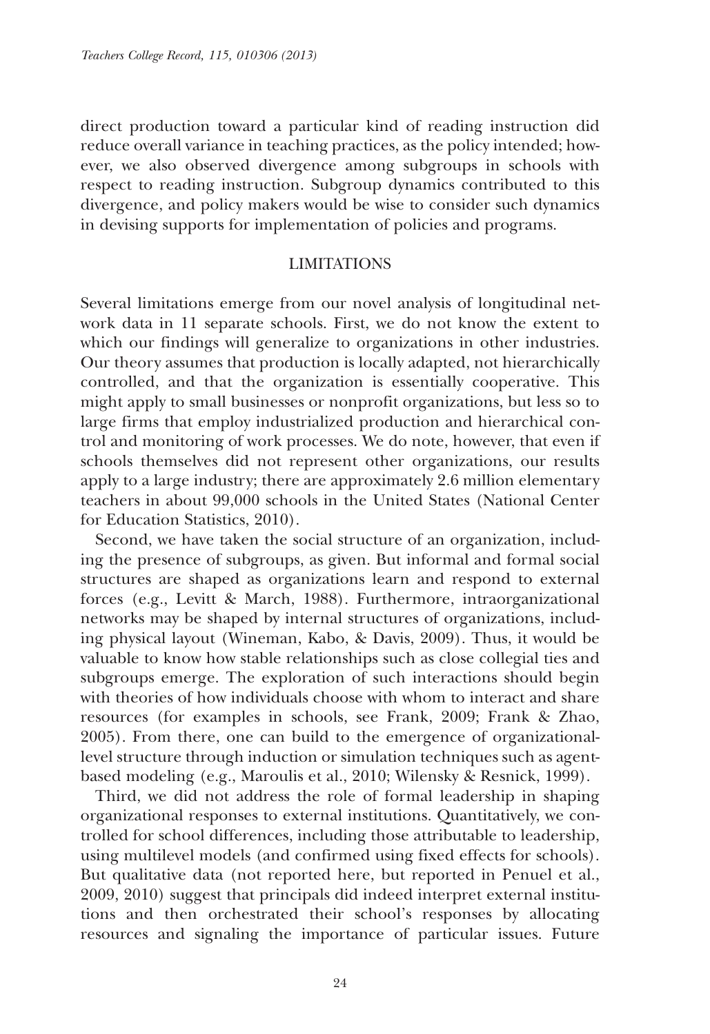direct production toward a particular kind of reading instruction did reduce overall variance in teaching practices, as the policy intended; however, we also observed divergence among subgroups in schools with respect to reading instruction. Subgroup dynamics contributed to this divergence, and policy makers would be wise to consider such dynamics in devising supports for implementation of policies and programs.

## LIMITATIONS

Several limitations emerge from our novel analysis of longitudinal network data in 11 separate schools. First, we do not know the extent to which our findings will generalize to organizations in other industries. Our theory assumes that production is locally adapted, not hierarchically controlled, and that the organization is essentially cooperative. This might apply to small businesses or nonprofit organizations, but less so to large firms that employ industrialized production and hierarchical control and monitoring of work processes. We do note, however, that even if schools themselves did not represent other organizations, our results apply to a large industry; there are approximately 2.6 million elementary teachers in about 99,000 schools in the United States (National Center for Education Statistics, 2010).

Second, we have taken the social structure of an organization, including the presence of subgroups, as given. But informal and formal social structures are shaped as organizations learn and respond to external forces (e.g., Levitt & March, 1988). Furthermore, intraorganizational networks may be shaped by internal structures of organizations, including physical layout (Wineman, Kabo, & Davis, 2009). Thus, it would be valuable to know how stable relationships such as close collegial ties and subgroups emerge. The exploration of such interactions should begin with theories of how individuals choose with whom to interact and share resources (for examples in schools, see Frank, 2009; Frank & Zhao, 2005). From there, one can build to the emergence of organizational-level structure through induction or simulation techniques such as agent-based modeling (e.g., Maroulis et al., 2010; Wilensky & Resnick, 1999).

Third, we did not address the role of formal leadership in shaping organizational responses to external institutions. Quantitatively, we controlled for school differences, including those attributable to leadership, using multilevel models (and confirmed using fixed effects for schools). But qualitative data (not reported here, but reported in Penuel et al., 2009, 2010) suggest that principals did indeed interpret external institutions and then orchestrated their school's responses by allocating resources and signaling the importance of particular issues. Future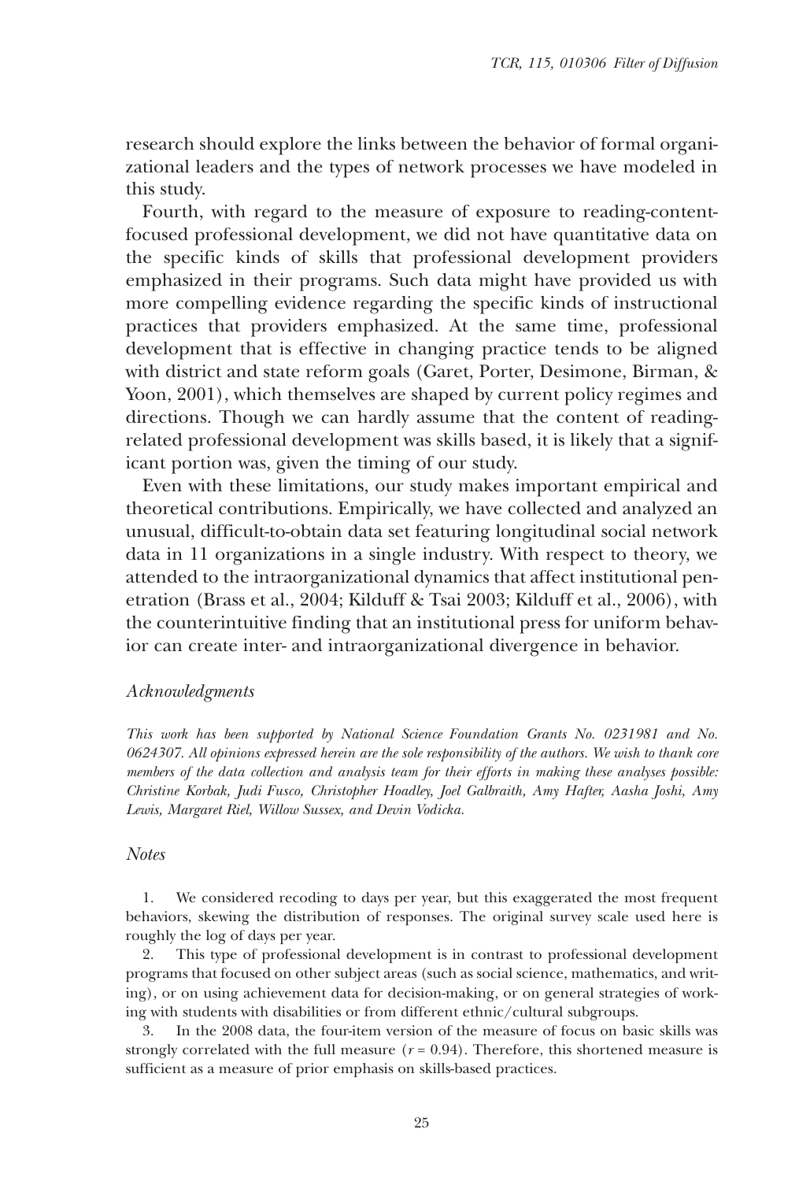research should explore the links between the behavior of formal organizational leaders and the types of network processes we have modeled in this study.

Fourth, with regard to the measure of exposure to reading-content-focused professional development, we did not have quantitative data on the specific kinds of skills that professional development providers emphasized in their programs. Such data might have provided us with more compelling evidence regarding the specific kinds of instructional practices that providers emphasized. At the same time, professional development that is effective in changing practice tends to be aligned with district and state reform goals (Garet, Porter, Desimone, Birman, & Yoon, 2001), which themselves are shaped by current policy regimes and directions. Though we can hardly assume that the content of reading-related professional development was skills based, it is likely that a significant portion was, given the timing of our study.

Even with these limitations, our study makes important empirical and theoretical contributions. Empirically, we have collected and analyzed an unusual, difficult-to-obtain data set featuring longitudinal social network data in 11 organizations in a single industry. With respect to theory, we attended to the intraorganizational dynamics that affect institutional penetration (Brass et al., 2004; Kilduff & Tsai 2003; Kilduff et al., 2006), with the counterintuitive finding that an institutional press for uniform behavior can create inter- and intraorganizational divergence in behavior.

### *Acknowledgments*

*This work has been supported by National Science Foundation Grants No. 0231981 and No. 0624307. All opinions expressed herein are the sole responsibility of the authors. We wish to thank core members of the data collection and analysis team for their efforts in making these analyses possible: Christine Korbak, Judi Fusco, Christopher Hoadley, Joel Galbraith, Amy Hafter, Aasha Joshi, Amy Lewis, Margaret Riel, Willow Sussex, and Devin Vodicka.*

### *Notes*

1. We considered recoding to days per year, but this exaggerated the most frequent behaviors, skewing the distribution of responses. The original survey scale used here is roughly the log of days per year.

2. This type of professional development is in contrast to professional development programs that focused on other subject areas (such as social science, mathematics, and writing), or on using achievement data for decision-making, or on general strategies of working with students with disabilities or from different ethnic/cultural subgroups.

3. In the 2008 data, the four-item version of the measure of focus on basic skills was strongly correlated with the full measure ($r = 0.94$). Therefore, this shortened measure is sufficient as a measure of prior emphasis on skills-based practices.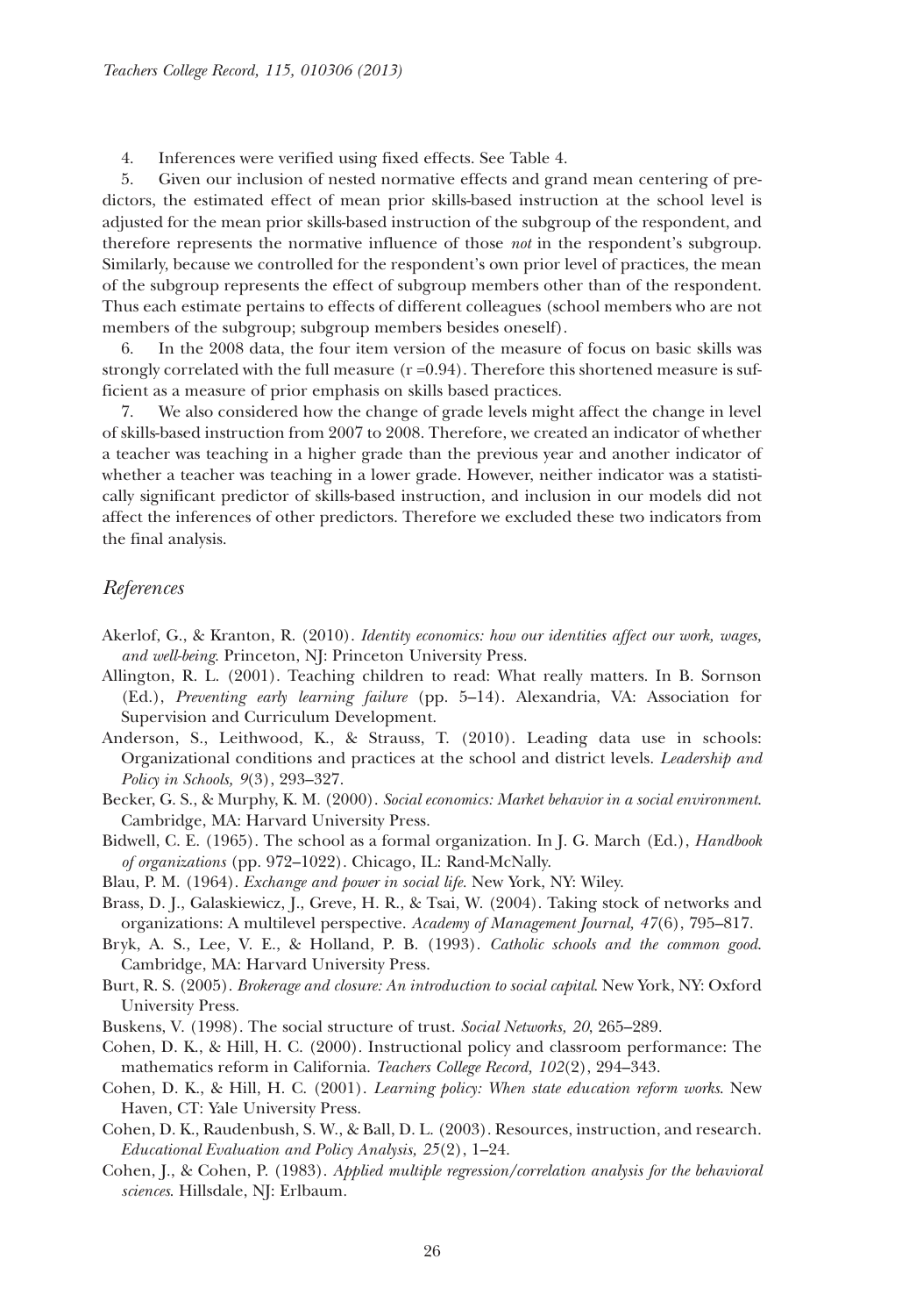4. Inferences were verified using fixed effects. See Table 4.

5. Given our inclusion of nested normative effects and grand mean centering of predictors, the estimated effect of mean prior skills-based instruction at the school level is adjusted for the mean prior skills-based instruction of the subgroup of the respondent, and therefore represents the normative influence of those *not* in the respondent's subgroup. Similarly, because we controlled for the respondent's own prior level of practices, the mean of the subgroup represents the effect of subgroup members other than of the respondent. Thus each estimate pertains to effects of different colleagues (school members who are not members of the subgroup; subgroup members besides oneself).

6. In the 2008 data, the four item version of the measure of focus on basic skills was strongly correlated with the full measure (r =0.94). Therefore this shortened measure is sufficient as a measure of prior emphasis on skills based practices.

7. We also considered how the change of grade levels might affect the change in level of skills-based instruction from 2007 to 2008. Therefore, we created an indicator of whether a teacher was teaching in a higher grade than the previous year and another indicator of whether a teacher was teaching in a lower grade. However, neither indicator was a statistically significant predictor of skills-based instruction, and inclusion in our models did not affect the inferences of other predictors. Therefore we excluded these two indicators from the final analysis.

## References

Akerlof, G., & Kranton, R. (2010). *Identity economics: how our identities affect our work, wages, and well-being*. Princeton, NJ: Princeton University Press.

Allington, R. L. (2001). Teaching children to read: What really matters. In B. Sornson (Ed.), *Preventing early learning failure* (pp. 5–14). Alexandria, VA: Association for Supervision and Curriculum Development.

Anderson, S., Leithwood, K., & Strauss, T. (2010). Leading data use in schools: Organizational conditions and practices at the school and district levels. *Leadership and Policy in Schools, 9*(3), 293–327.

Becker, G. S., & Murphy, K. M. (2000). *Social economics: Market behavior in a social environment*. Cambridge, MA: Harvard University Press.

Bidwell, C. E. (1965). The school as a formal organization. In J. G. March (Ed.), *Handbook of organizations* (pp. 972–1022). Chicago, IL: Rand-McNally.

Blau, P. M. (1964). *Exchange and power in social life*. New York, NY: Wiley.

Brass, D. J., Galaskiewicz, J., Greve, H. R., & Tsai, W. (2004). Taking stock of networks and organizations: A multilevel perspective. *Academy of Management Journal, 47*(6), 795–817.

Bryk, A. S., Lee, V. E., & Holland, P. B. (1993). *Catholic schools and the common good*. Cambridge, MA: Harvard University Press.

Burt, R. S. (2005). *Brokerage and closure: An introduction to social capital*. New York, NY: Oxford University Press.

Buskens, V. (1998). The social structure of trust. *Social Networks, 20*, 265–289.

Cohen, D. K., & Hill, H. C. (2000). Instructional policy and classroom performance: The mathematics reform in California. *Teachers College Record, 102*(2), 294–343.

Cohen, D. K., & Hill, H. C. (2001). *Learning policy: When state education reform works*. New Haven, CT: Yale University Press.

Cohen, D. K., Raudenbush, S. W., & Ball, D. L. (2003). Resources, instruction, and research. *Educational Evaluation and Policy Analysis, 25*(2), 1–24.

Cohen, J., & Cohen, P. (1983). *Applied multiple regression/correlation analysis for the behavioral sciences*. Hillsdale, NJ: Erlbaum.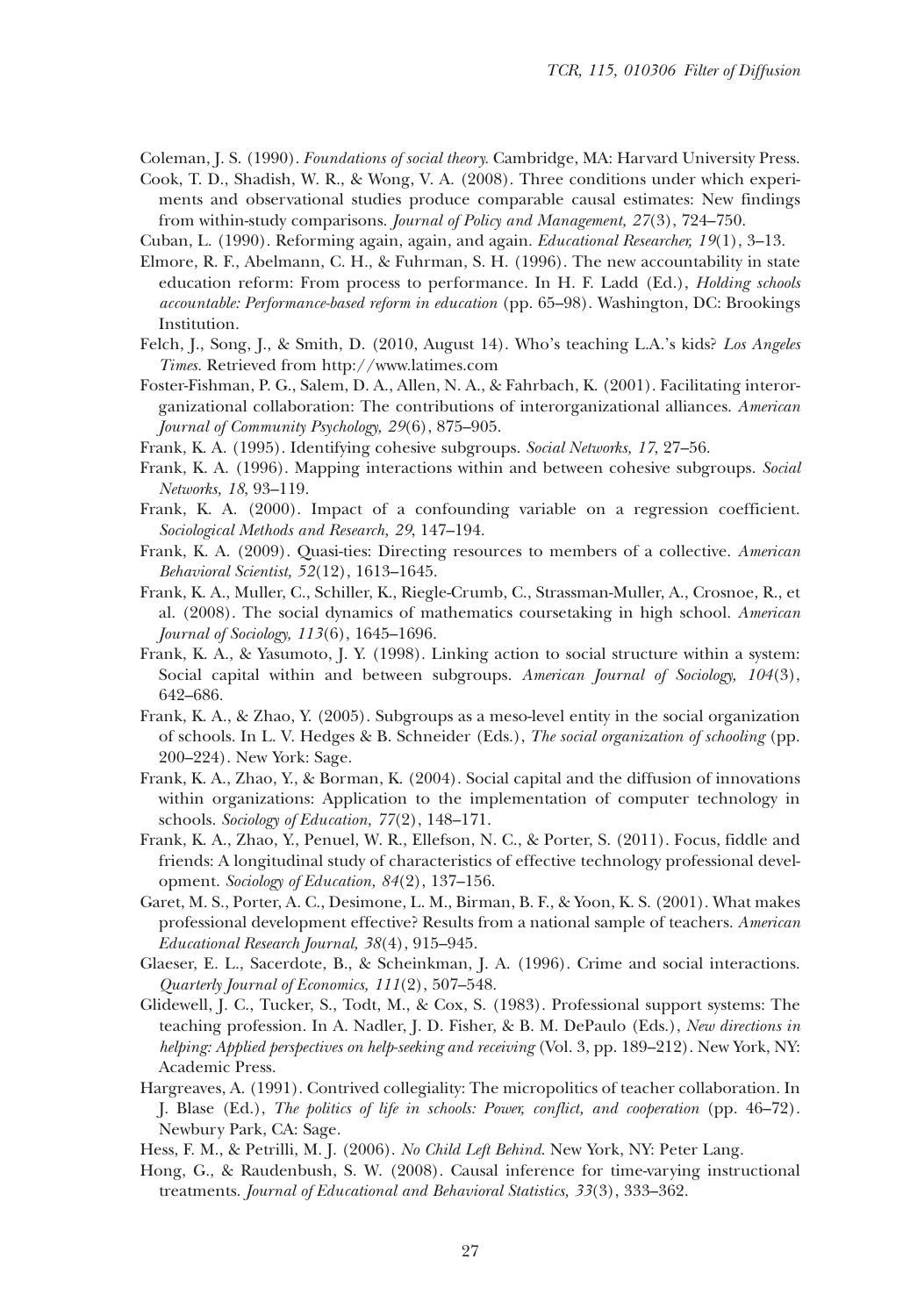Coleman, J. S. (1990). *Foundations of social theory.* Cambridge, MA: Harvard University Press.

Cook, T. D., Shadish, W. R., & Wong, V. A. (2008). Three conditions under which experiments and observational studies produce comparable causal estimates: New findings from within-study comparisons. *Journal of Policy and Management, 27*(3), 724–750.

Cuban, L. (1990). Reforming again, again, and again. *Educational Researcher, 19*(1), 3–13.

Elmore, R. F., Abelmann, C. H., & Fuhrman, S. H. (1996). The new accountability in state education reform: From process to performance. In H. F. Ladd (Ed.), *Holding schools accountable: Performance-based reform in education* (pp. 65–98). Washington, DC: Brookings Institution.

Felch, J., Song, J., & Smith, D. (2010, August 14). Who's teaching L.A.'s kids? *Los Angeles Times.* Retrieved from http://www.latimes.com

Foster-Fishman, P. G., Salem, D. A., Allen, N. A., & Fahrbach, K. (2001). Facilitating interorganizational collaboration: The contributions of interorganizational alliances. *American Journal of Community Psychology, 29*(6), 875–905.

Frank, K. A. (1995). Identifying cohesive subgroups. *Social Networks, 17*, 27–56.

Frank, K. A. (1996). Mapping interactions within and between cohesive subgroups. *Social Networks, 18*, 93–119.

Frank, K. A. (2000). Impact of a confounding variable on a regression coefficient. *Sociological Methods and Research, 29*, 147–194.

Frank, K. A. (2009). Quasi-ties: Directing resources to members of a collective. *American Behavioral Scientist, 52*(12), 1613–1645.

Frank, K. A., Muller, C., Schiller, K., Riegle-Crumb, C., Strassman-Muller, A., Crosnoe, R., et al. (2008). The social dynamics of mathematics coursetaking in high school. *American Journal of Sociology, 113*(6), 1645–1696.

Frank, K. A., & Yasumoto, J. Y. (1998). Linking action to social structure within a system: Social capital within and between subgroups. *American Journal of Sociology, 104*(3), 642–686.

Frank, K. A., & Zhao, Y. (2005). Subgroups as a meso-level entity in the social organization of schools. In L. V. Hedges & B. Schneider (Eds.), *The social organization of schooling* (pp. 200–224). New York: Sage.

Frank, K. A., Zhao, Y., & Borman, K. (2004). Social capital and the diffusion of innovations within organizations: Application to the implementation of computer technology in schools. *Sociology of Education, 77*(2), 148–171.

Frank, K. A., Zhao, Y., Penuel, W. R., Ellefson, N. C., & Porter, S. (2011). Focus, fiddle and friends: A longitudinal study of characteristics of effective technology professional development. *Sociology of Education, 84*(2), 137–156.

Garet, M. S., Porter, A. C., Desimone, L. M., Birman, B. F., & Yoon, K. S. (2001). What makes professional development effective? Results from a national sample of teachers. *American Educational Research Journal, 38*(4), 915–945.

Glaeser, E. L., Sacerdote, B., & Scheinkman, J. A. (1996). Crime and social interactions. *Quarterly Journal of Economics, 111*(2), 507–548.

Glidewell, J. C., Tucker, S., Todt, M., & Cox, S. (1983). Professional support systems: The teaching profession. In A. Nadler, J. D. Fisher, & B. M. DePaulo (Eds.), *New directions in helping: Applied perspectives on help-seeking and receiving* (Vol. 3, pp. 189–212). New York, NY: Academic Press.

Hargreaves, A. (1991). Contrived collegiality: The micropolitics of teacher collaboration. In J. Blase (Ed.), *The politics of life in schools: Power, conflict, and cooperation* (pp. 46–72). Newbury Park, CA: Sage.

Hess, F. M., & Petrilli, M. J. (2006). *No Child Left Behind.* New York, NY: Peter Lang.

Hong, G., & Raudenbush, S. W. (2008). Causal inference for time-varying instructional treatments. *Journal of Educational and Behavioral Statistics, 33*(3), 333–362.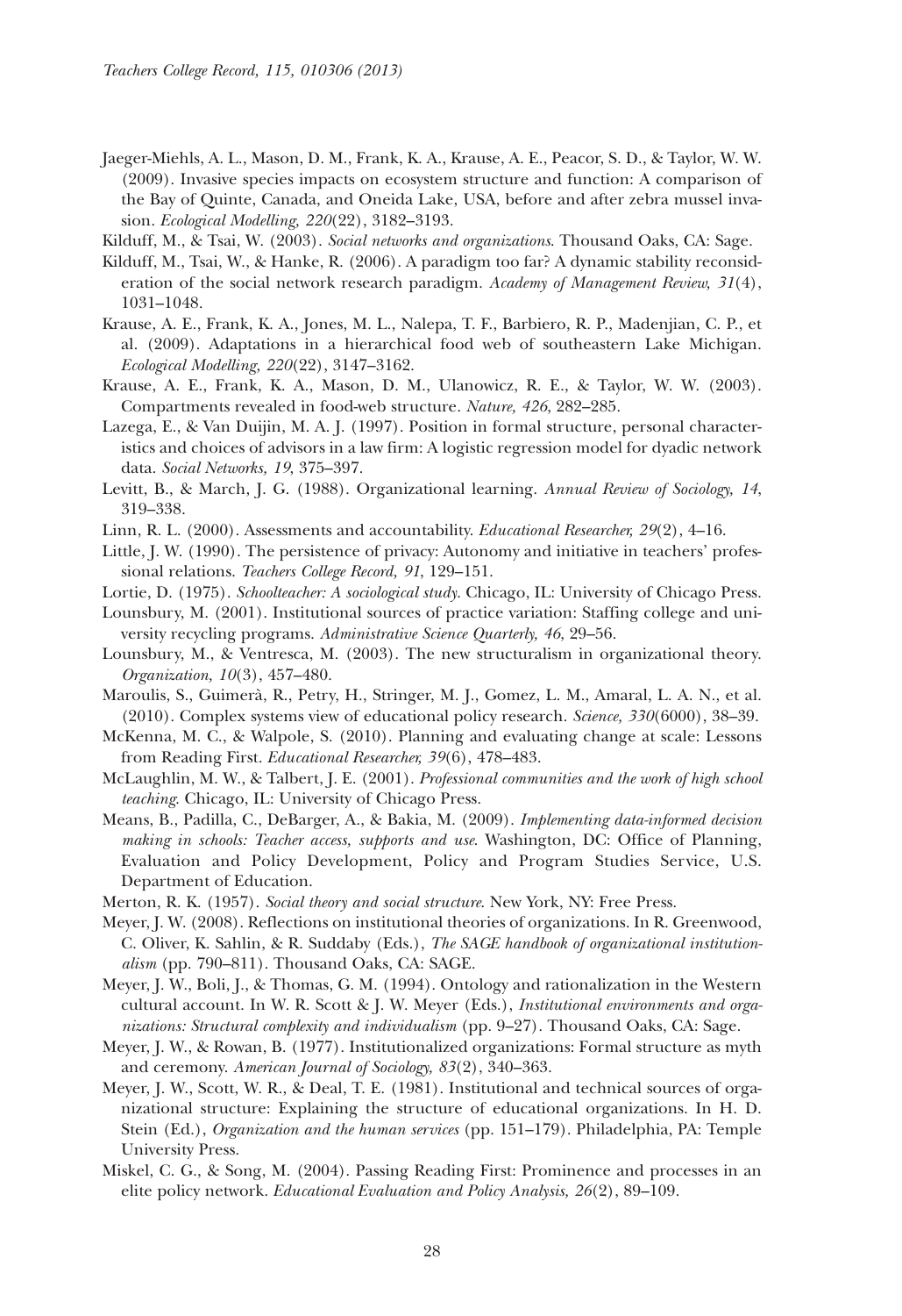Jaeger-Miehls, A. L., Mason, D. M., Frank, K. A., Krause, A. E., Peacor, S. D., & Taylor, W. W. (2009). Invasive species impacts on ecosystem structure and function: A comparison of the Bay of Quinte, Canada, and Oneida Lake, USA, before and after zebra mussel invasion. *Ecological Modelling, 220*(22), 3182–3193.

Kilduff, M., & Tsai, W. (2003). *Social networks and organizations*. Thousand Oaks, CA: Sage.

Kilduff, M., Tsai, W., & Hanke, R. (2006). A paradigm too far? A dynamic stability reconsideration of the social network research paradigm. *Academy of Management Review, 31*(4), 1031–1048.

Krause, A. E., Frank, K. A., Jones, M. L., Nalepa, T. F., Barbiero, R. P., Madenjian, C. P., et al. (2009). Adaptations in a hierarchical food web of southeastern Lake Michigan. *Ecological Modelling, 220*(22), 3147–3162.

Krause, A. E., Frank, K. A., Mason, D. M., Ulanowicz, R. E., & Taylor, W. W. (2003). Compartments revealed in food-web structure. *Nature, 426*, 282–285.

Lazega, E., & Van Duijin, M. A. J. (1997). Position in formal structure, personal characteristics and choices of advisors in a law firm: A logistic regression model for dyadic network data. *Social Networks, 19*, 375–397.

Levitt, B., & March, J. G. (1988). Organizational learning. *Annual Review of Sociology, 14*, 319–338.

Linn, R. L. (2000). Assessments and accountability. *Educational Researcher, 29*(2), 4–16.

Little, J. W. (1990). The persistence of privacy: Autonomy and initiative in teachers' professional relations. *Teachers College Record, 91*, 129–151.

Lortie, D. (1975). *Schoolteacher: A sociological study*. Chicago, IL: University of Chicago Press.

Lounsbury, M. (2001). Institutional sources of practice variation: Staffing college and university recycling programs. *Administrative Science Quarterly, 46*, 29–56.

Lounsbury, M., & Ventresca, M. (2003). The new structuralism in organizational theory. *Organization, 10*(3), 457–480.

Maroulis, S., Guimerà, R., Petry, H., Stringer, M. J., Gomez, L. M., Amaral, L. A. N., et al. (2010). Complex systems view of educational policy research. *Science, 330*(6000), 38–39.

McKenna, M. C., & Walpole, S. (2010). Planning and evaluating change at scale: Lessons from Reading First. *Educational Researcher, 39*(6), 478–483.

McLaughlin, M. W., & Talbert, J. E. (2001). *Professional communities and the work of high school teaching*. Chicago, IL: University of Chicago Press.

Means, B., Padilla, C., DeBarger, A., & Bakia, M. (2009). *Implementing data-informed decision making in schools: Teacher access, supports and use*. Washington, DC: Office of Planning, Evaluation and Policy Development, Policy and Program Studies Service, U.S. Department of Education.

Merton, R. K. (1957). *Social theory and social structure*. New York, NY: Free Press.

Meyer, J. W. (2008). Reflections on institutional theories of organizations. In R. Greenwood, C. Oliver, K. Sahlin, & R. Suddaby (Eds.), *The SAGE handbook of organizational institutionalism* (pp. 790–811). Thousand Oaks, CA: SAGE.

Meyer, J. W., Boli, J., & Thomas, G. M. (1994). Ontology and rationalization in the Western cultural account. In W. R. Scott & J. W. Meyer (Eds.), *Institutional environments and organizations: Structural complexity and individualism* (pp. 9–27). Thousand Oaks, CA: Sage.

Meyer, J. W., & Rowan, B. (1977). Institutionalized organizations: Formal structure as myth and ceremony. *American Journal of Sociology, 83*(2), 340–363.

Meyer, J. W., Scott, W. R., & Deal, T. E. (1981). Institutional and technical sources of organizational structure: Explaining the structure of educational organizations. In H. D. Stein (Ed.), *Organization and the human services* (pp. 151–179). Philadelphia, PA: Temple University Press.

Miskel, C. G., & Song, M. (2004). Passing Reading First: Prominence and processes in an elite policy network. *Educational Evaluation and Policy Analysis, 26*(2), 89–109.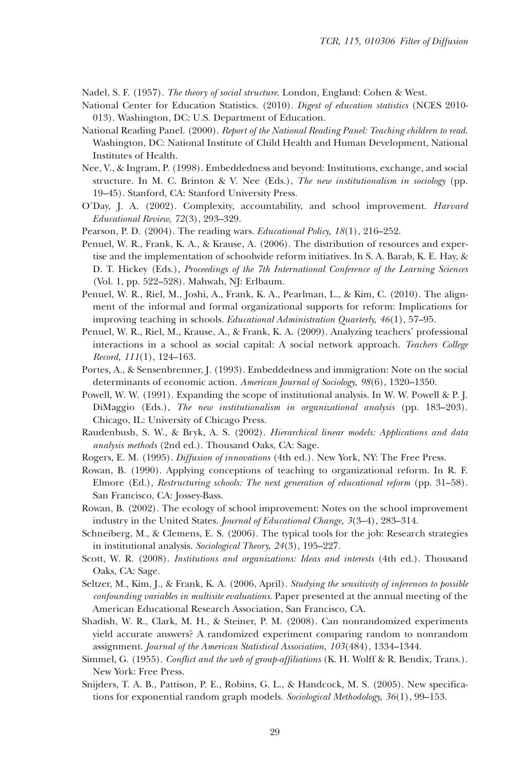Nadel, S. F. (1957). *The theory of social structure*. London, England: Cohen & West.

National Center for Education Statistics. (2010). *Digest of education statistics* (NCES 2010-013). Washington, DC: U.S. Department of Education.

National Reading Panel. (2000). *Report of the National Reading Panel: Teaching children to read*. Washington, DC: National Institute of Child Health and Human Development, National Institutes of Health.

Nee, V., & Ingram, P. (1998). Embeddedness and beyond: Institutions, exchange, and social structure. In M. C. Brinton & V. Nee (Eds.), *The new institutionalism in sociology* (pp. 19–45). Stanford, CA: Stanford University Press.

O'Day, J. A. (2002). Complexity, accountability, and school improvement. *Harvard Educational Review, 72*(3), 293–329.

Pearson, P. D. (2004). The reading wars. *Educational Policy, 18*(1), 216–252.

Penuel, W. R., Frank, K. A., & Krause, A. (2006). The distribution of resources and expertise and the implementation of schoolwide reform initiatives. In S. A. Barab, K. E. Hay, & D. T. Hickey (Eds.), *Proceedings of the 7th International Conference of the Learning Sciences* (Vol. 1, pp. 522–528). Mahwah, NJ: Erlbaum.

Penuel, W. R., Riel, M., Joshi, A., Frank, K. A., Pearlman, L., & Kim, C. (2010). The alignment of the informal and formal organizational supports for reform: Implications for improving teaching in schools. *Educational Administration Quarterly, 46*(1), 57–95.

Penuel, W. R., Riel, M., Krause, A., & Frank, K. A. (2009). Analyzing teachers' professional interactions in a school as social capital: A social network approach. *Teachers College Record, 111*(1), 124–163.

Portes, A., & Sensenbrenner, J. (1993). Embeddedness and immigration: Note on the social determinants of economic action. *American Journal of Sociology, 98*(6), 1320–1350.

Powell, W. W. (1991). Expanding the scope of institutional analysis. In W. W. Powell & P. J. DiMaggio (Eds.), *The new institutionalism in organizational analysis* (pp. 183–203). Chicago, IL: University of Chicago Press.

Raudenbush, S. W., & Bryk, A. S. (2002). *Hierarchical linear models: Applications and data analysis methods* (2nd ed.). Thousand Oaks, CA: Sage.

Rogers, E. M. (1995). *Diffusion of innovations* (4th ed.). New York, NY: The Free Press.

Rowan, B. (1990). Applying conceptions of teaching to organizational reform. In R. F. Elmore (Ed.), *Restructuring schools: The next generation of educational reform* (pp. 31–58). San Francisco, CA: Jossey-Bass.

Rowan, B. (2002). The ecology of school improvement: Notes on the school improvement industry in the United States. *Journal of Educational Change, 3*(3–4), 283–314.

Schneiberg, M., & Clemens, E. S. (2006). The typical tools for the job: Research strategies in institutional analysis. *Sociological Theory, 24*(3), 195–227.

Scott, W. R. (2008). *Institutions and organizations: Ideas and interests* (4th ed.). Thousand Oaks, CA: Sage.

Seltzer, M., Kim, J., & Frank, K. A. (2006, April). *Studying the sensitivity of inferences to possible confounding variables in multisite evaluations*. Paper presented at the annual meeting of the American Educational Research Association, San Francisco, CA.

Shadish, W. R., Clark, M. H., & Steiner, P. M. (2008). Can nonrandomized experiments yield accurate answers? A randomized experiment comparing random to nonrandom assignment. *Journal of the American Statistical Association, 103*(484), 1334–1344.

Simmel, G. (1955). *Conflict and the web of group-affiliations* (K. H. Wolff & R. Bendix, Trans.). New York: Free Press.

Snijders, T. A. B., Pattison, P. E., Robins, G. L., & Handcock, M. S. (2005). New specifications for exponential random graph models. *Sociological Methodology, 36*(1), 99–153.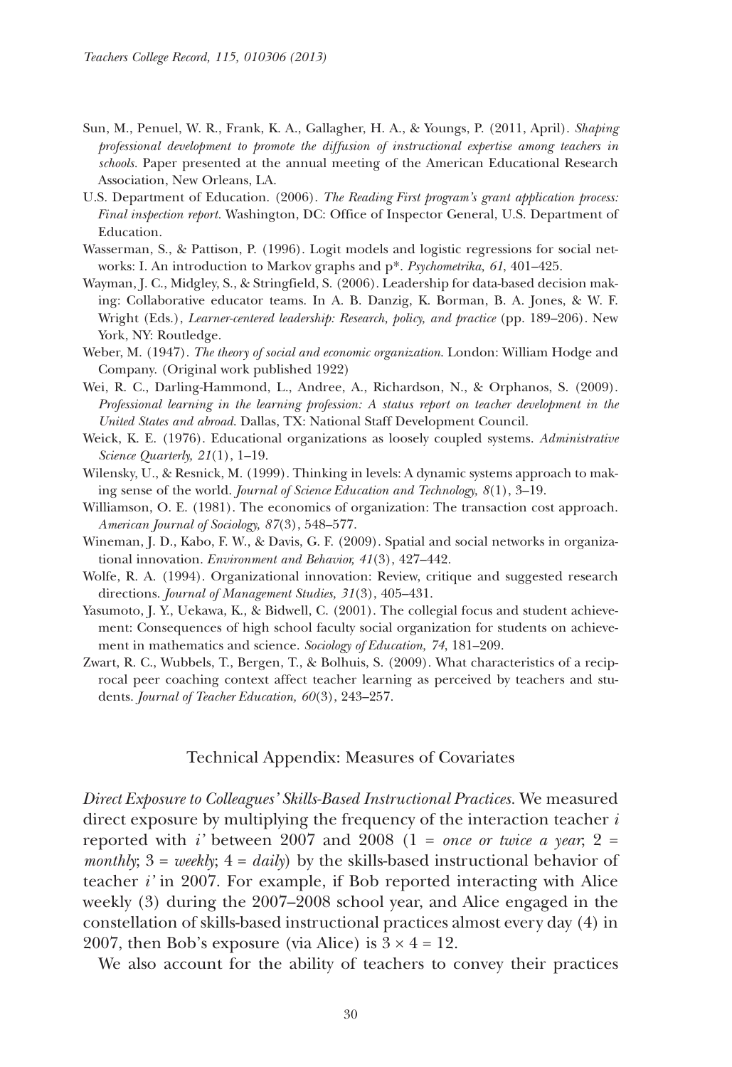Sun, M., Penuel, W. R., Frank, K. A., Gallagher, H. A., & Youngs, P. (2011, April). *Shaping professional development to promote the diffusion of instructional expertise among teachers in schools.* Paper presented at the annual meeting of the American Educational Research Association, New Orleans, LA.

U.S. Department of Education. (2006). *The Reading First program's grant application process: Final inspection report.* Washington, DC: Office of Inspector General, U.S. Department of Education.

Wasserman, S., & Pattison, P. (1996). Logit models and logistic regressions for social networks: I. An introduction to Markov graphs and p*. *Psychometrika, 61*, 401–425.

Wayman, J. C., Midgley, S., & Stringfield, S. (2006). Leadership for data-based decision making: Collaborative educator teams. In A. B. Danzig, K. Borman, B. A. Jones, & W. F. Wright (Eds.), *Learner-centered leadership: Research, policy, and practice* (pp. 189–206). New York, NY: Routledge.

Weber, M. (1947). *The theory of social and economic organization.* London: William Hodge and Company. (Original work published 1922)

Wei, R. C., Darling-Hammond, L., Andree, A., Richardson, N., & Orphanos, S. (2009). *Professional learning in the learning profession: A status report on teacher development in the United States and abroad.* Dallas, TX: National Staff Development Council.

Weick, K. E. (1976). Educational organizations as loosely coupled systems. *Administrative Science Quarterly, 21*(1), 1–19.

Wilensky, U., & Resnick, M. (1999). Thinking in levels: A dynamic systems approach to making sense of the world. *Journal of Science Education and Technology, 8*(1), 3–19.

Williamson, O. E. (1981). The economics of organization: The transaction cost approach. *American Journal of Sociology, 87*(3), 548–577.

Wineman, J. D., Kabo, F. W., & Davis, G. F. (2009). Spatial and social networks in organizational innovation. *Environment and Behavior, 41*(3), 427–442.

Wolfe, R. A. (1994). Organizational innovation: Review, critique and suggested research directions. *Journal of Management Studies, 31*(3), 405–431.

Yasumoto, J. Y., Uekawa, K., & Bidwell, C. (2001). The collegial focus and student achievement: Consequences of high school faculty social organization for students on achievement in mathematics and science. *Sociology of Education, 74*, 181–209.

Zwart, R. C., Wubbels, T., Bergen, T., & Bolhuis, S. (2009). What characteristics of a reciprocal peer coaching context affect teacher learning as perceived by teachers and students. *Journal of Teacher Education, 60*(3), 243–257.

## Technical Appendix: Measures of Covariates

*Direct Exposure to Colleagues' Skills-Based Instructional Practices.* We measured direct exposure by multiplying the frequency of the interaction teacher $i$ reported with $i'$ between 2007 and 2008 (1 = *once or twice a year*; 2 = *monthly*; 3 = *weekly*; 4 = *daily*) by the skills-based instructional behavior of teacher $i'$ in 2007. For example, if Bob reported interacting with Alice weekly (3) during the 2007–2008 school year, and Alice engaged in the constellation of skills-based instructional practices almost every day (4) in 2007, then Bob's exposure (via Alice) is $3 \times 4 = 12$.

We also account for the ability of teachers to convey their practices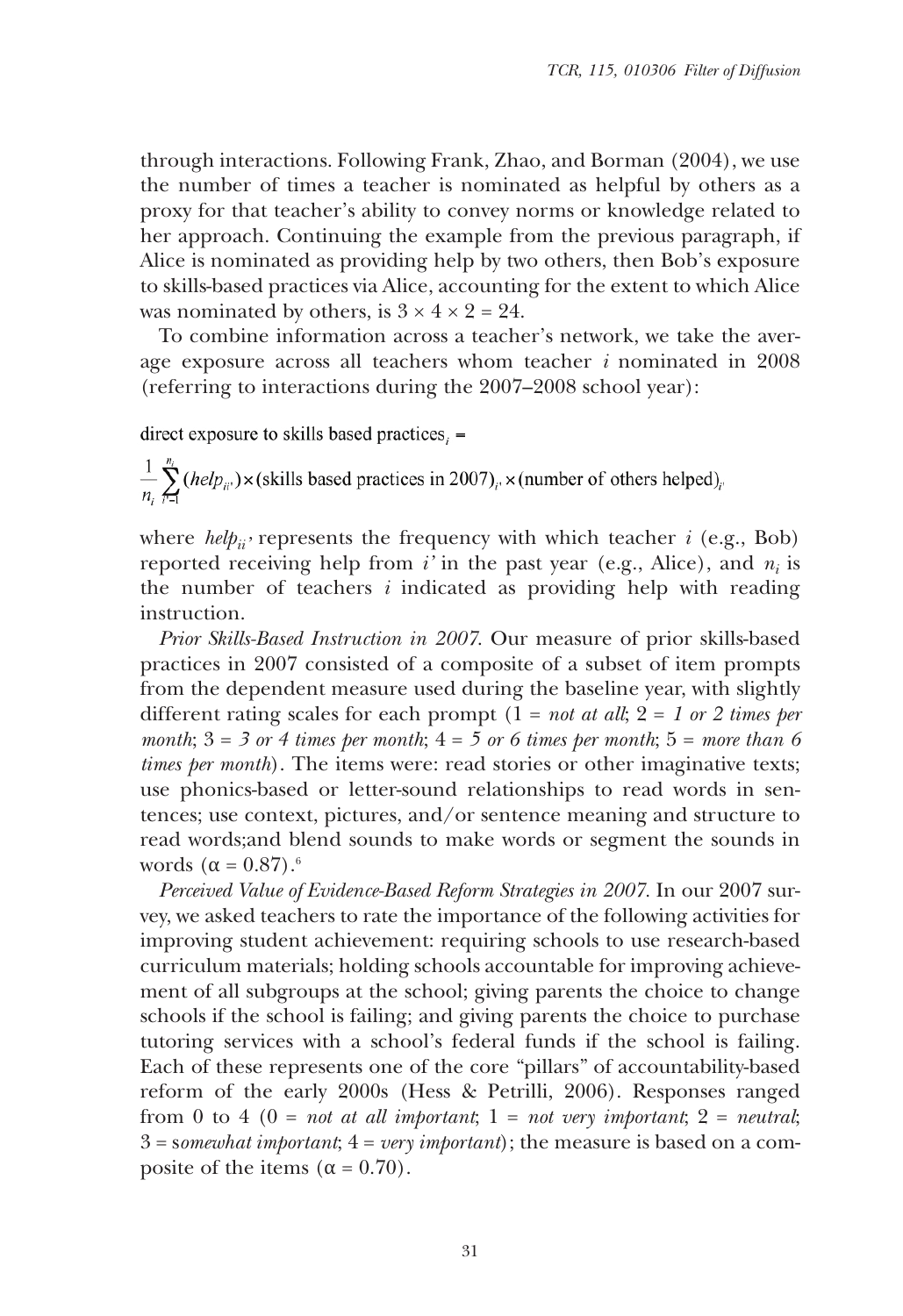through interactions. Following Frank, Zhao, and Borman (2004), we use the number of times a teacher is nominated as helpful by others as a proxy for that teacher's ability to convey norms or knowledge related to her approach. Continuing the example from the previous paragraph, if Alice is nominated as providing help by two others, then Bob's exposure to skills-based practices via Alice, accounting for the extent to which Alice was nominated by others, is $3 \times 4 \times 2 = 24$.

To combine information across a teacher's network, we take the average exposure across all teachers whom teacher $i$ nominated in 2008 (referring to interactions during the 2007–2008 school year):

$$\text{direct exposure to skills based practices}_i = \frac{1}{n_i}\sum_{i'=1}^{n_i}(help_{ii'}) \times (\text{skills based practices in 2007})_{i'} \times (\text{number of others helped})_{i'}$$

where $help_{ii'}$ represents the frequency with which teacher $i$ (e.g., Bob) reported receiving help from $i'$ in the past year (e.g., Alice), and $n_i$ is the number of teachers $i$ indicated as providing help with reading instruction.

*Prior Skills-Based Instruction in 2007.* Our measure of prior skills-based practices in 2007 consisted of a composite of a subset of item prompts from the dependent measure used during the baseline year, with slightly different rating scales for each prompt (1 = *not at all*; 2 = *1 or 2 times per month*; 3 = *3 or 4 times per month*; 4 = *5 or 6 times per month*; 5 = *more than 6 times per month*). The items were: read stories or other imaginative texts; use phonics-based or letter-sound relationships to read words in sentences; use context, pictures, and/or sentence meaning and structure to read words;and blend sounds to make words or segment the sounds in words ($\alpha = 0.87$).[6]

*Perceived Value of Evidence-Based Reform Strategies in 2007.* In our 2007 survey, we asked teachers to rate the importance of the following activities for improving student achievement: requiring schools to use research-based curriculum materials; holding schools accountable for improving achievement of all subgroups at the school; giving parents the choice to change schools if the school is failing; and giving parents the choice to purchase tutoring services with a school's federal funds if the school is failing. Each of these represents one of the core "pillars" of accountability-based reform of the early 2000s (Hess & Petrilli, 2006). Responses ranged from 0 to 4 (0 = *not at all important*; 1 = *not very important*; 2 = *neutral*; 3 = s*omewhat important*; 4 = *very important*); the measure is based on a composite of the items ($\alpha = 0.70$).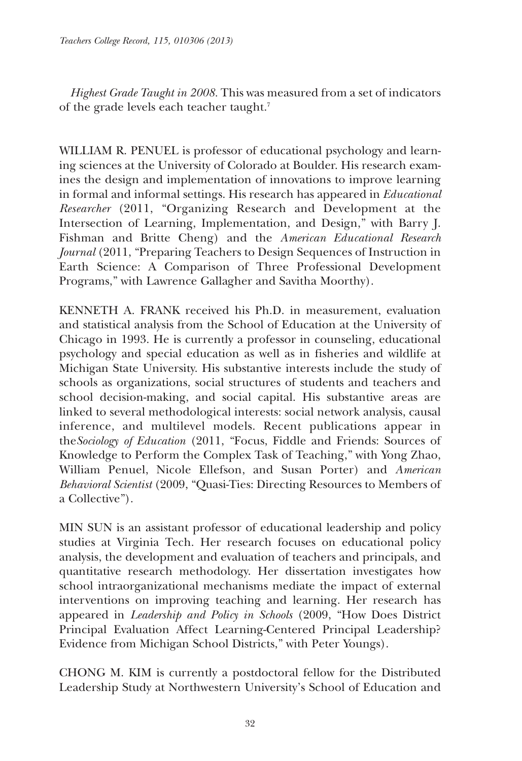*Highest Grade Taught in 2008*. This was measured from a set of indicators of the grade levels each teacher taught.[7]

WILLIAM R. PENUEL is professor of educational psychology and learning sciences at the University of Colorado at Boulder. His research examines the design and implementation of innovations to improve learning in formal and informal settings. His research has appeared in *Educational Researcher* (2011, "Organizing Research and Development at the Intersection of Learning, Implementation, and Design," with Barry J. Fishman and Britte Cheng) and the *American Educational Research Journal* (2011, "Preparing Teachers to Design Sequences of Instruction in Earth Science: A Comparison of Three Professional Development Programs," with Lawrence Gallagher and Savitha Moorthy).

KENNETH A. FRANK received his Ph.D. in measurement, evaluation and statistical analysis from the School of Education at the University of Chicago in 1993. He is currently a professor in counseling, educational psychology and special education as well as in fisheries and wildlife at Michigan State University. His substantive interests include the study of schools as organizations, social structures of students and teachers and school decision-making, and social capital. His substantive areas are linked to several methodological interests: social network analysis, causal inference, and multilevel models. Recent publications appear in the*Sociology of Education* (2011, "Focus, Fiddle and Friends: Sources of Knowledge to Perform the Complex Task of Teaching," with Yong Zhao, William Penuel, Nicole Ellefson, and Susan Porter) and *American Behavioral Scientist* (2009, "Quasi-Ties: Directing Resources to Members of a Collective").

MIN SUN is an assistant professor of educational leadership and policy studies at Virginia Tech. Her research focuses on educational policy analysis, the development and evaluation of teachers and principals, and quantitative research methodology. Her dissertation investigates how school intraorganizational mechanisms mediate the impact of external interventions on improving teaching and learning. Her research has appeared in *Leadership and Policy in Schools* (2009, "How Does District Principal Evaluation Affect Learning-Centered Principal Leadership? Evidence from Michigan School Districts," with Peter Youngs).

CHONG M. KIM is currently a postdoctoral fellow for the Distributed Leadership Study at Northwestern University's School of Education and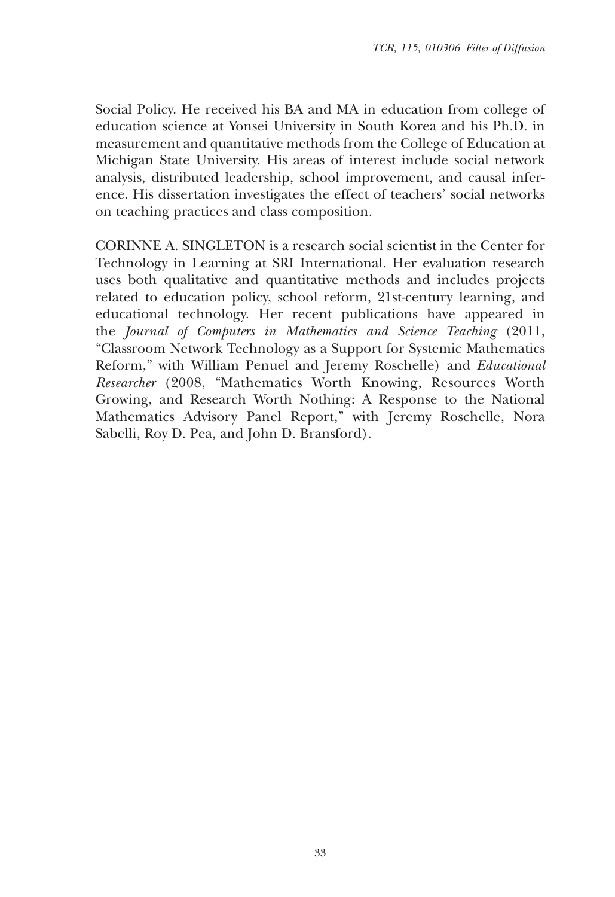Social Policy. He received his BA and MA in education from college of education science at Yonsei University in South Korea and his Ph.D. in measurement and quantitative methods from the College of Education at Michigan State University. His areas of interest include social network analysis, distributed leadership, school improvement, and causal inference. His dissertation investigates the effect of teachers' social networks on teaching practices and class composition.

CORINNE A. SINGLETON is a research social scientist in the Center for Technology in Learning at SRI International. Her evaluation research uses both qualitative and quantitative methods and includes projects related to education policy, school reform, 21st-century learning, and educational technology. Her recent publications have appeared in the *Journal of Computers in Mathematics and Science Teaching* (2011, "Classroom Network Technology as a Support for Systemic Mathematics Reform," with William Penuel and Jeremy Roschelle) and *Educational Researcher* (2008, "Mathematics Worth Knowing, Resources Worth Growing, and Research Worth Nothing: A Response to the National Mathematics Advisory Panel Report," with Jeremy Roschelle, Nora Sabelli, Roy D. Pea, and John D. Bransford).